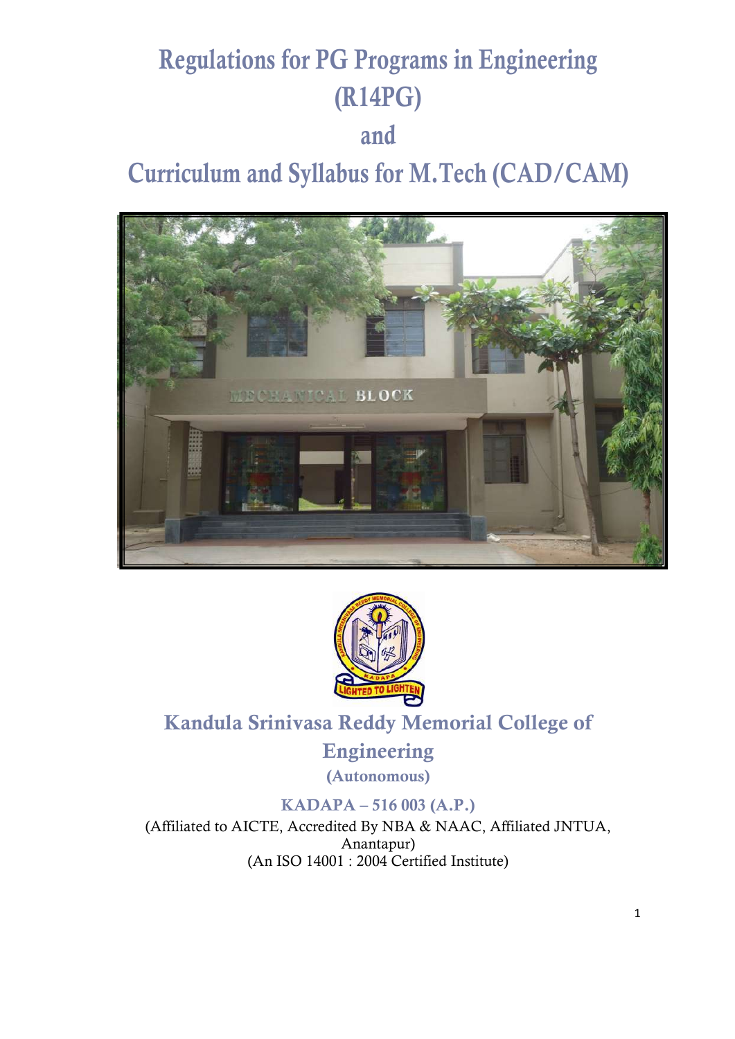# Regulations for PG Programs in Engineering (R14PG)

# and

# Curriculum and Syllabus for M.Tech (CAD/CAM)

## Kandula Srinivasa Reddy Memorial College of Engineering

**(Autonomous)**

**KADAPA – 516 003 (A.P.)**

(Affiliated to AICTE, Accredited By NBA & NAAC, Affiliated JNTUA, Anantapur)

(An ISO 14001 : 2004 Certified Institute)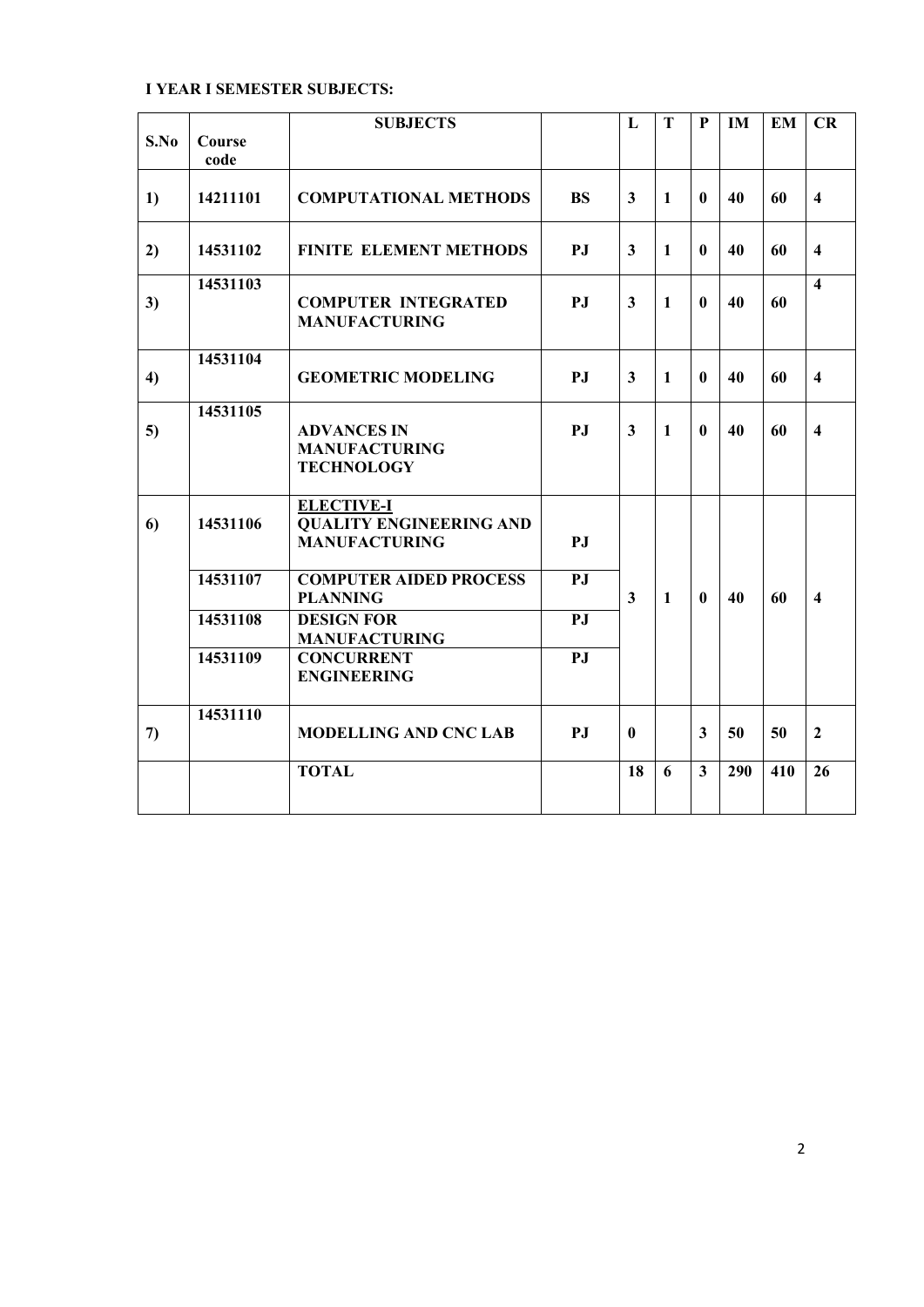**I YEAR I SEMESTER SUBJECTS:**

| S.No | Course code | SUBJECTS | | L | T | P | IM | EM | CR |
|---|---|---|---|---|---|---|---|---|---|
| 1) | 14211101 | **COMPUTATIONAL METHODS** | BS | 3 | 1 | 0 | 40 | 60 | 4 |
| 2) | 14531102 | **FINITE ELEMENT METHODS** | PJ | 3 | 1 | 0 | 40 | 60 | 4 |
| 3) | 14531103 | **COMPUTER INTEGRATED MANUFACTURING** | PJ | 3 | 1 | 0 | 40 | 60 | 4 |
| 4) | 14531104 | **GEOMETRIC MODELING** | PJ | 3 | 1 | 0 | 40 | 60 | 4 |
| 5) | 14531105 | **ADVANCES IN MANUFACTURING TECHNOLOGY** | PJ | 3 | 1 | 0 | 40 | 60 | 4 |
| 6) | 14531106 | **ELECTIVE-I** **QUALITY ENGINEERING AND MANUFACTURING** | PJ | 3 | 1 | 0 | 40 | 60 | 4 |
| | 14531107 | **COMPUTER AIDED PROCESS PLANNING** | PJ | | | | | | |
| | 14531108 | **DESIGN FOR MANUFACTURING** | PJ | | | | | | |
| | 14531109 | **CONCURRENT ENGINEERING** | PJ | | | | | | |
| 7) | 14531110 | **MODELLING AND CNC LAB** | PJ | 0 | | 3 | 50 | 50 | 2 |
| | | **TOTAL** | | 18 | 6 | 3 | 290 | 410 | 26 |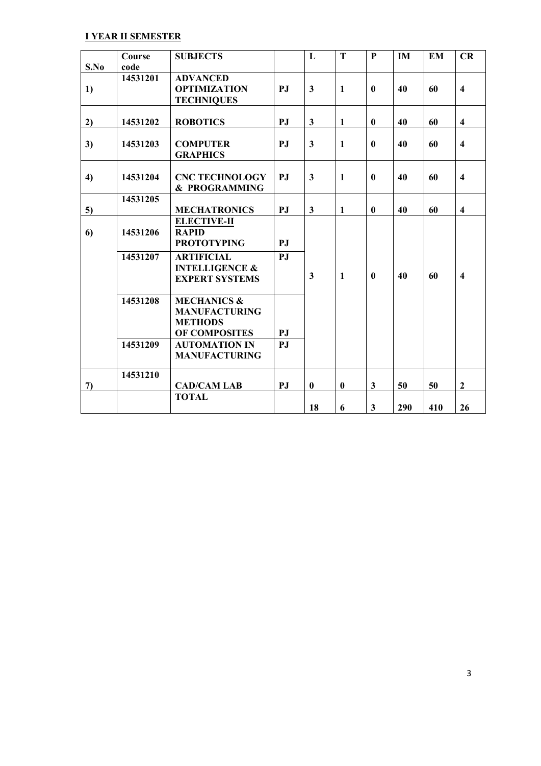**I YEAR II SEMESTER**

| S.No | Course code | SUBJECTS | | L | T | P | IM | EM | CR |
|---|---|---|---|---|---|---|---|---|---|
| 1) | 14531201 | **ADVANCED OPTIMIZATION TECHNIQUES** | PJ | 3 | 1 | 0 | 40 | 60 | 4 |
| 2) | 14531202 | **ROBOTICS** | PJ | 3 | 1 | 0 | 40 | 60 | 4 |
| 3) | 14531203 | **COMPUTER GRAPHICS** | PJ | 3 | 1 | 0 | 40 | 60 | 4 |
| 4) | 14531204 | **CNC TECHNOLOGY & PROGRAMMING** | PJ | 3 | 1 | 0 | 40 | 60 | 4 |
| 5) | 14531205 | **MECHATRONICS** | PJ | 3 | 1 | 0 | 40 | 60 | 4 |
| 6) | 14531206 | **ELECTIVE-II** **RAPID PROTOTYPING** | PJ | 3 | 1 | 0 | 40 | 60 | 4 |
| | 14531207 | **ARTIFICIAL INTELLIGENCE & EXPERT SYSTEMS** | PJ | | | | | | |
| | 14531208 | **MECHANICS & MANUFACTURING METHODS OF COMPOSITES** | PJ | | | | | | |
| | 14531209 | **AUTOMATION IN MANUFACTURING** | PJ | | | | | | |
| 7) | 14531210 | **CAD/CAM LAB** | PJ | 0 | 0 | 3 | 50 | 50 | 2 |
| | | **TOTAL** | | 18 | 6 | 3 | 290 | 410 | 26 |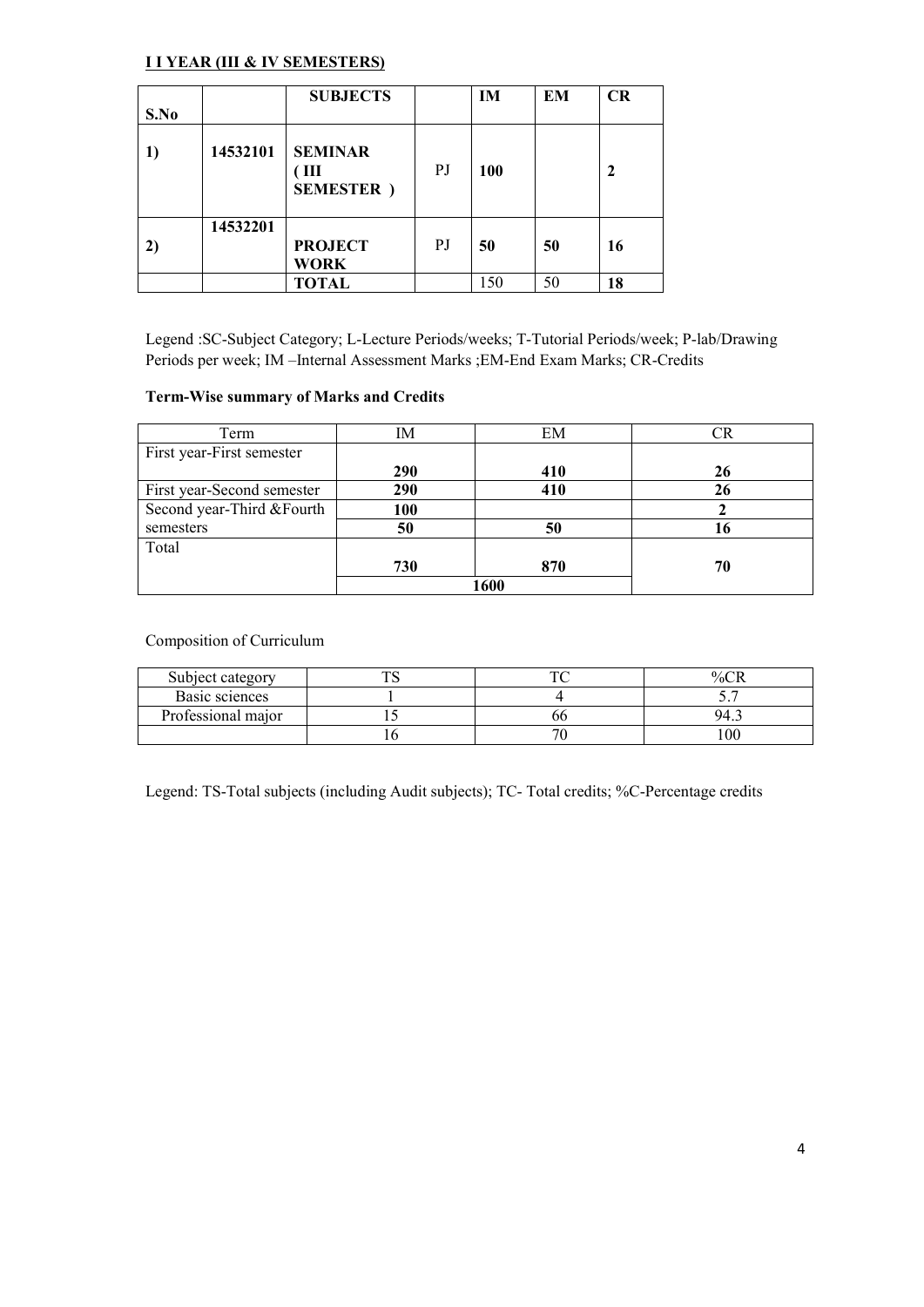**I I YEAR (III & IV SEMESTERS)**

| S.No | | SUBJECTS | | IM | EM | CR |
|---|---|---|---|---|---|---|
| 1) | 14532101 | **SEMINAR ( III SEMESTER )** | PJ | **100** | | **2** |
| 2) | 14532201 | **PROJECT WORK** | PJ | **50** | **50** | **16** |
| | | **TOTAL** | | 150 | 50 | **18** |

Legend :SC-Subject Category; L-Lecture Periods/weeks; T-Tutorial Periods/week; P-lab/Drawing Periods per week; IM –Internal Assessment Marks ;EM-End Exam Marks; CR-Credits

**Term-Wise summary of Marks and Credits**

| Term | IM | EM | CR |
|---|---|---|---|
| First year-First semester | **290** | **410** | **26** |
| First year-Second semester | **290** | **410** | **26** |
| Second year-Third &Fourth semesters | **100** | | **2** |
| | **50** | **50** | **16** |
| Total | **730** | **870** | **70** |
| | **1600** | | |

Composition of Curriculum

| Subject category | TS | TC | %CR |
|---|---|---|---|
| Basic sciences | 1 | 4 | 5.7 |
| Professional major | 15 | 66 | 94.3 |
| | 16 | 70 | 100 |

Legend: TS-Total subjects (including Audit subjects); TC- Total credits; %C-Percentage credits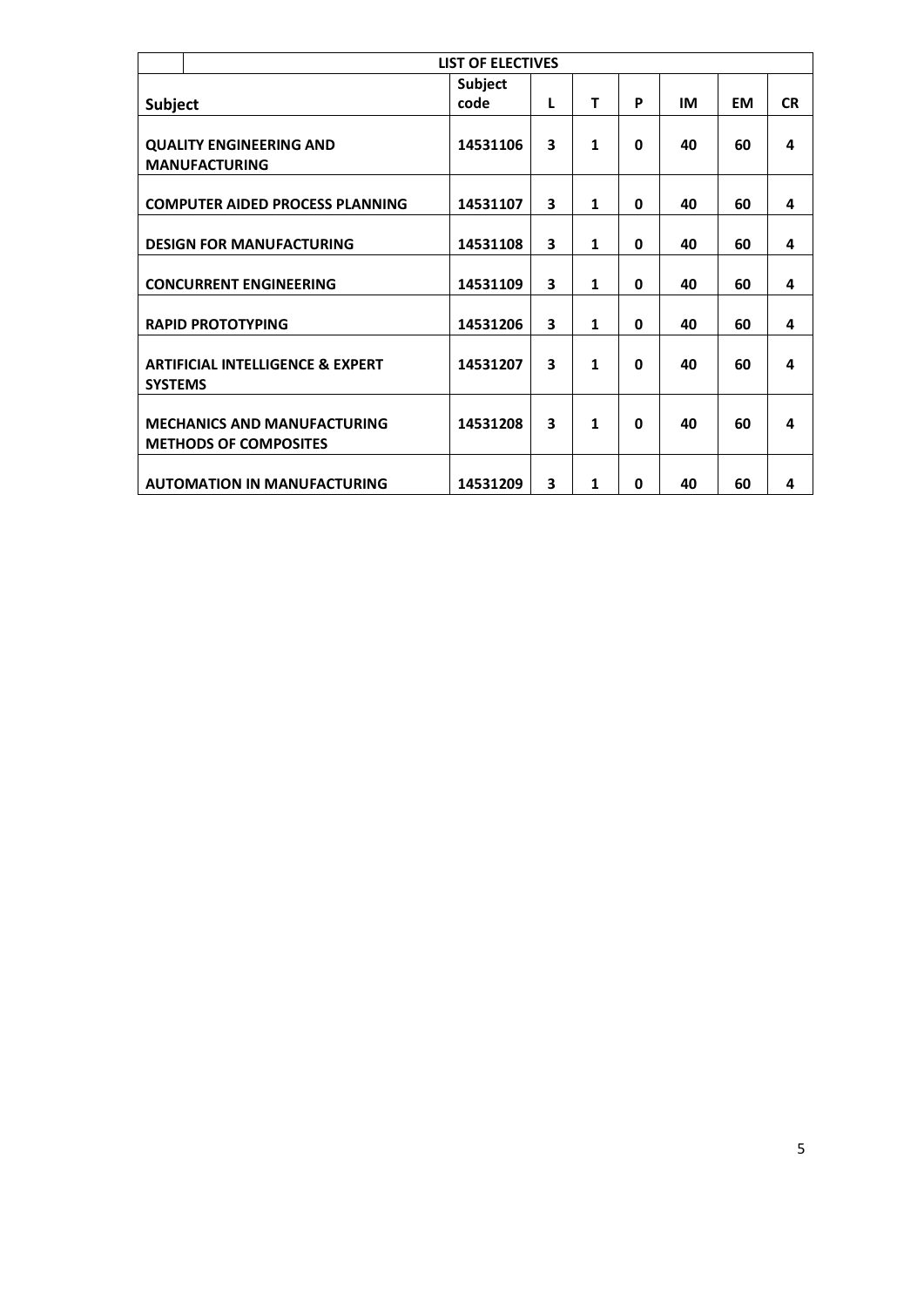| LIST OF ELECTIVES | | | | | | | |
|---|---|---|---|---|---|---|---|
| **Subject** | **Subject code** | **L** | **T** | **P** | **IM** | **EM** | **CR** |
| **QUALITY ENGINEERING AND MANUFACTURING** | **14531106** | **3** | **1** | **0** | **40** | **60** | **4** |
| **COMPUTER AIDED PROCESS PLANNING** | **14531107** | **3** | **1** | **0** | **40** | **60** | **4** |
| **DESIGN FOR MANUFACTURING** | **14531108** | **3** | **1** | **0** | **40** | **60** | **4** |
| **CONCURRENT ENGINEERING** | **14531109** | **3** | **1** | **0** | **40** | **60** | **4** |
| **RAPID PROTOTYPING** | **14531206** | **3** | **1** | **0** | **40** | **60** | **4** |
| **ARTIFICIAL INTELLIGENCE & EXPERT SYSTEMS** | **14531207** | **3** | **1** | **0** | **40** | **60** | **4** |
| **MECHANICS AND MANUFACTURING METHODS OF COMPOSITES** | **14531208** | **3** | **1** | **0** | **40** | **60** | **4** |
| **AUTOMATION IN MANUFACTURING** | **14531209** | **3** | **1** | **0** | **40** | **60** | **4** |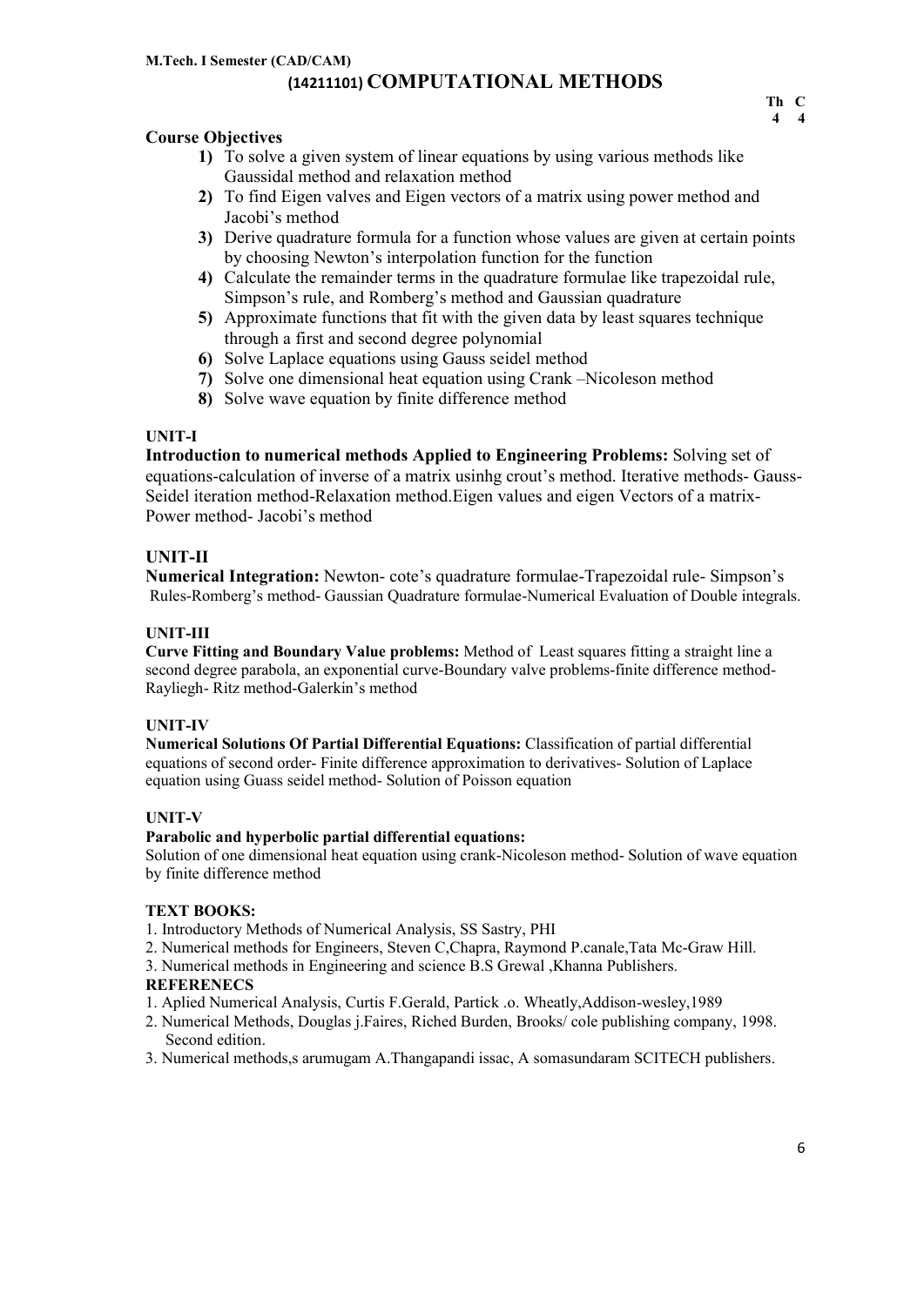**M.Tech. I Semester (CAD/CAM)**

# (14211101) COMPUTATIONAL METHODS

**Th C**
**4 4**

### Course Objectives

1) To solve a given system of linear equations by using various methods like Gaussidal method and relaxation method
2) To find Eigen valves and Eigen vectors of a matrix using power method and Jacobi's method
3) Derive quadrature formula for a function whose values are given at certain points by choosing Newton's interpolation function for the function
4) Calculate the remainder terms in the quadrature formulae like trapezoidal rule, Simpson's rule, and Romberg's method and Gaussian quadrature
5) Approximate functions that fit with the given data by least squares technique through a first and second degree polynomial
6) Solve Laplace equations using Gauss seidel method
7) Solve one dimensional heat equation using Crank –Nicoleson method
8) Solve wave equation by finite difference method

### UNIT-I

**Introduction to numerical methods Applied to Engineering Problems:** Solving set of equations-calculation of inverse of a matrix usinhg crout's method. Iterative methods- Gauss-Seidel iteration method-Relaxation method.Eigen values and eigen Vectors of a matrix-Power method- Jacobi's method

### UNIT-II

**Numerical Integration:** Newton- cote's quadrature formulae-Trapezoidal rule- Simpson's Rules-Romberg's method- Gaussian Quadrature formulae-Numerical Evaluation of Double integrals.

### UNIT-III

**Curve Fitting and Boundary Value problems:** Method of Least squares fitting a straight line a second degree parabola, an exponential curve-Boundary valve problems-finite difference method-Rayliegh- Ritz method-Galerkin's method

### UNIT-IV

**Numerical Solutions Of Partial Differential Equations:** Classification of partial differential equations of second order- Finite difference approximation to derivatives- Solution of Laplace equation using Guass seidel method- Solution of Poisson equation

### UNIT-V

**Parabolic and hyperbolic partial differential equations:**

Solution of one dimensional heat equation using crank-Nicoleson method- Solution of wave equation by finite difference method

### TEXT BOOKS:

1. Introductory Methods of Numerical Analysis, SS Sastry, PHI
2. Numerical methods for Engineers, Steven C,Chapra, Raymond P.canale,Tata Mc-Graw Hill.
3. Numerical methods in Engineering and science B.S Grewal ,Khanna Publishers.

### REFERENECS

1. Aplied Numerical Analysis, Curtis F.Gerald, Partick .o. Wheatly,Addison-wesley,1989
2. Numerical Methods, Douglas j.Faires, Riched Burden, Brooks/ cole publishing company, 1998. Second edition.
3. Numerical methods,s arumugam A.Thangapandi issac, A somasundaram SCITECH publishers.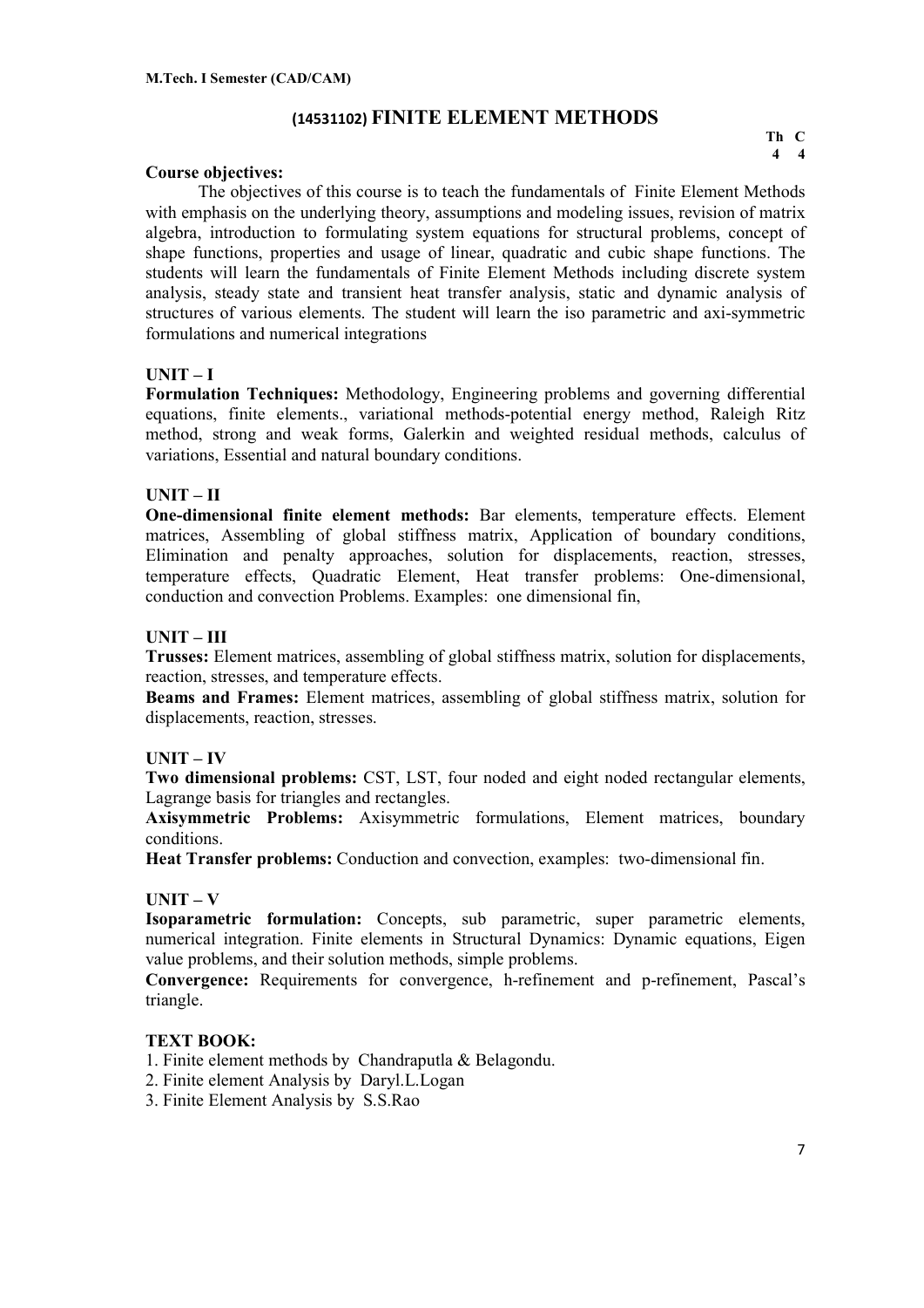**M.Tech. I Semester (CAD/CAM)**

## (14531102) FINITE ELEMENT METHODS

| Th | C |
|---|---|
| 4 | 4 |

**Course objectives:**

The objectives of this course is to teach the fundamentals of Finite Element Methods with emphasis on the underlying theory, assumptions and modeling issues, revision of matrix algebra, introduction to formulating system equations for structural problems, concept of shape functions, properties and usage of linear, quadratic and cubic shape functions. The students will learn the fundamentals of Finite Element Methods including discrete system analysis, steady state and transient heat transfer analysis, static and dynamic analysis of structures of various elements. The student will learn the iso parametric and axi-symmetric formulations and numerical integrations

### UNIT – I

**Formulation Techniques:** Methodology, Engineering problems and governing differential equations, finite elements., variational methods-potential energy method, Raleigh Ritz method, strong and weak forms, Galerkin and weighted residual methods, calculus of variations, Essential and natural boundary conditions.

### UNIT – II

**One-dimensional finite element methods:** Bar elements, temperature effects. Element matrices, Assembling of global stiffness matrix, Application of boundary conditions, Elimination and penalty approaches, solution for displacements, reaction, stresses, temperature effects, Quadratic Element, Heat transfer problems: One-dimensional, conduction and convection Problems. Examples: one dimensional fin,

### UNIT – III

**Trusses:** Element matrices, assembling of global stiffness matrix, solution for displacements, reaction, stresses, and temperature effects.

**Beams and Frames:** Element matrices, assembling of global stiffness matrix, solution for displacements, reaction, stresses.

### UNIT – IV

**Two dimensional problems:** CST, LST, four noded and eight noded rectangular elements, Lagrange basis for triangles and rectangles.

**Axisymmetric Problems:** Axisymmetric formulations, Element matrices, boundary conditions.

**Heat Transfer problems:** Conduction and convection, examples: two-dimensional fin.

### UNIT – V

**Isoparametric formulation:** Concepts, sub parametric, super parametric elements, numerical integration. Finite elements in Structural Dynamics: Dynamic equations, Eigen value problems, and their solution methods, simple problems.

**Convergence:** Requirements for convergence, h-refinement and p-refinement, Pascal's triangle.

### TEXT BOOK:

1. Finite element methods by Chandraputla & Belagondu.
2. Finite element Analysis by Daryl.L.Logan
3. Finite Element Analysis by S.S.Rao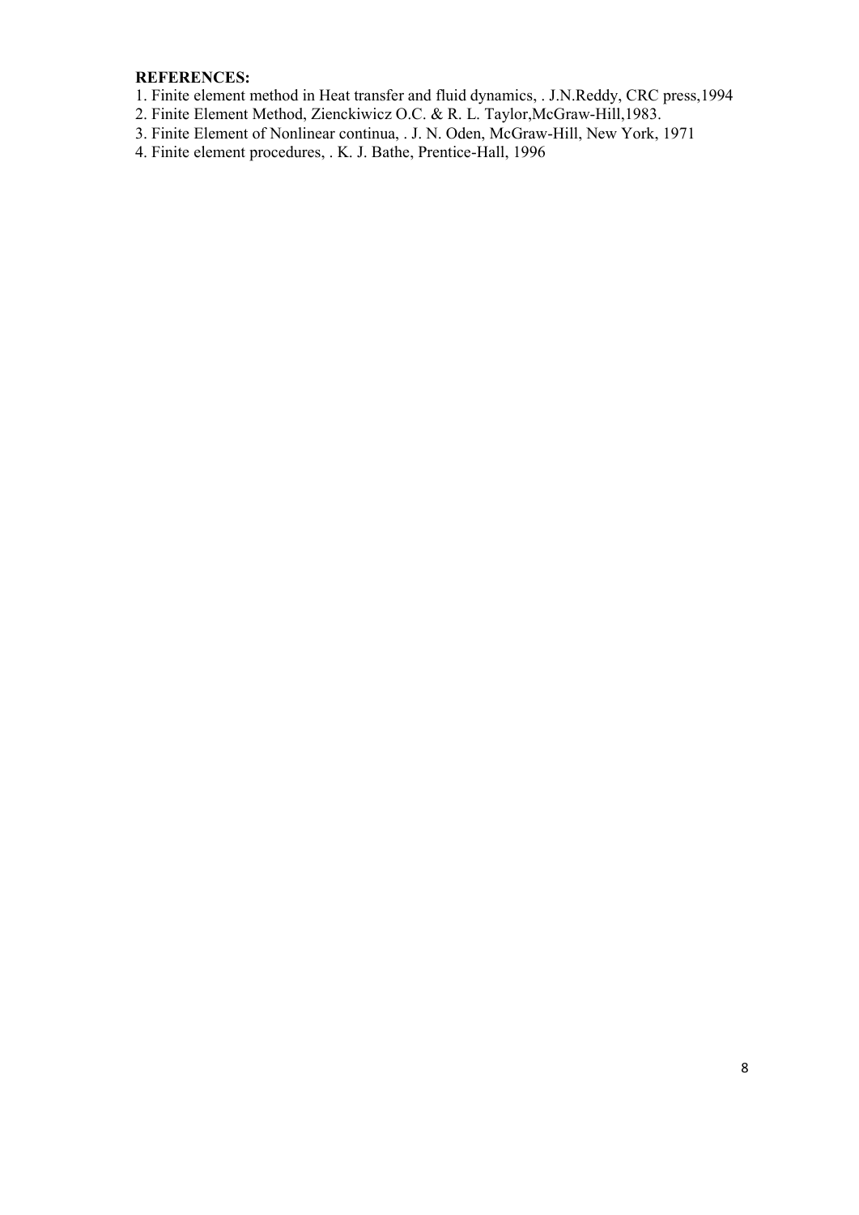**REFERENCES:**

1. Finite element method in Heat transfer and fluid dynamics, . J.N.Reddy, CRC press,1994
2. Finite Element Method, Zienckiwicz O.C. & R. L. Taylor,McGraw-Hill,1983.
3. Finite Element of Nonlinear continua, . J. N. Oden, McGraw-Hill, New York, 1971
4. Finite element procedures, . K. J. Bathe, Prentice-Hall, 1996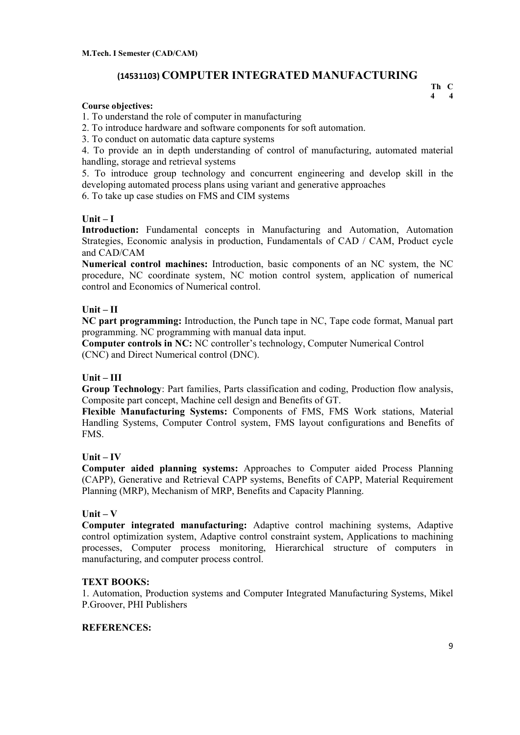**M.Tech. I Semester (CAD/CAM)**

# (14531103) COMPUTER INTEGRATED MANUFACTURING

**Th C**
**4 4**

**Course objectives:**

1. To understand the role of computer in manufacturing
2. To introduce hardware and software components for soft automation.
3. To conduct on automatic data capture systems
4. To provide an in depth understanding of control of manufacturing, automated material handling, storage and retrieval systems
5. To introduce group technology and concurrent engineering and develop skill in the developing automated process plans using variant and generative approaches
6. To take up case studies on FMS and CIM systems

**Unit – I**

**Introduction:** Fundamental concepts in Manufacturing and Automation, Automation Strategies, Economic analysis in production, Fundamentals of CAD / CAM, Product cycle and CAD/CAM

**Numerical control machines:** Introduction, basic components of an NC system, the NC procedure, NC coordinate system, NC motion control system, application of numerical control and Economics of Numerical control.

**Unit – II**

**NC part programming:** Introduction, the Punch tape in NC, Tape code format, Manual part programming. NC programming with manual data input.

**Computer controls in NC:** NC controller's technology, Computer Numerical Control (CNC) and Direct Numerical control (DNC).

**Unit – III**

**Group Technology**: Part families, Parts classification and coding, Production flow analysis, Composite part concept, Machine cell design and Benefits of GT.

**Flexible Manufacturing Systems:** Components of FMS, FMS Work stations, Material Handling Systems, Computer Control system, FMS layout configurations and Benefits of FMS.

**Unit – IV**

**Computer aided planning systems:** Approaches to Computer aided Process Planning (CAPP), Generative and Retrieval CAPP systems, Benefits of CAPP, Material Requirement Planning (MRP), Mechanism of MRP, Benefits and Capacity Planning.

**Unit – V**

**Computer integrated manufacturing:** Adaptive control machining systems, Adaptive control optimization system, Adaptive control constraint system, Applications to machining processes, Computer process monitoring, Hierarchical structure of computers in manufacturing, and computer process control.

**TEXT BOOKS:**

1. Automation, Production systems and Computer Integrated Manufacturing Systems, Mikel P.Groover, PHI Publishers

**REFERENCES:**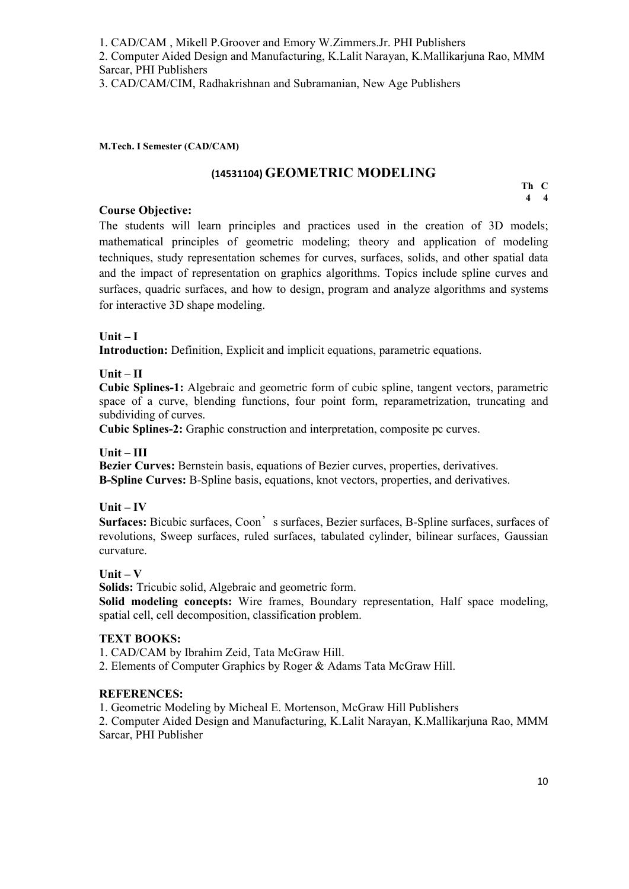1. CAD/CAM , Mikell P.Groover and Emory W.Zimmers.Jr. PHI Publishers
2. Computer Aided Design and Manufacturing, K.Lalit Narayan, K.Mallikarjuna Rao, MMM Sarcar, PHI Publishers
3. CAD/CAM/CIM, Radhakrishnan and Subramanian, New Age Publishers

**M.Tech. I Semester (CAD/CAM)**

## (14531104) GEOMETRIC MODELING

| Th | C |
|---|---|
| 4 | 4 |

### Course Objective:

The students will learn principles and practices used in the creation of 3D models; mathematical principles of geometric modeling; theory and application of modeling techniques, study representation schemes for curves, surfaces, solids, and other spatial data and the impact of representation on graphics algorithms. Topics include spline curves and surfaces, quadric surfaces, and how to design, program and analyze algorithms and systems for interactive 3D shape modeling.

### Unit – I

**Introduction:** Definition, Explicit and implicit equations, parametric equations.

### Unit – II

**Cubic Splines-1:** Algebraic and geometric form of cubic spline, tangent vectors, parametric space of a curve, blending functions, four point form, reparametrization, truncating and subdividing of curves.

**Cubic Splines-2:** Graphic construction and interpretation, composite pc curves.

### Unit – III

**Bezier Curves:** Bernstein basis, equations of Bezier curves, properties, derivatives.

**B-Spline Curves:** B-Spline basis, equations, knot vectors, properties, and derivatives.

### Unit – IV

**Surfaces:** Bicubic surfaces, Coon's surfaces, Bezier surfaces, B-Spline surfaces, surfaces of revolutions, Sweep surfaces, ruled surfaces, tabulated cylinder, bilinear surfaces, Gaussian curvature.

### Unit – V

**Solids:** Tricubic solid, Algebraic and geometric form.

**Solid modeling concepts:** Wire frames, Boundary representation, Half space modeling, spatial cell, cell decomposition, classification problem.

### TEXT BOOKS:

1. CAD/CAM by Ibrahim Zeid, Tata McGraw Hill.
2. Elements of Computer Graphics by Roger & Adams Tata McGraw Hill.

### REFERENCES:

1. Geometric Modeling by Micheal E. Mortenson, McGraw Hill Publishers
2. Computer Aided Design and Manufacturing, K.Lalit Narayan, K.Mallikarjuna Rao, MMM Sarcar, PHI Publisher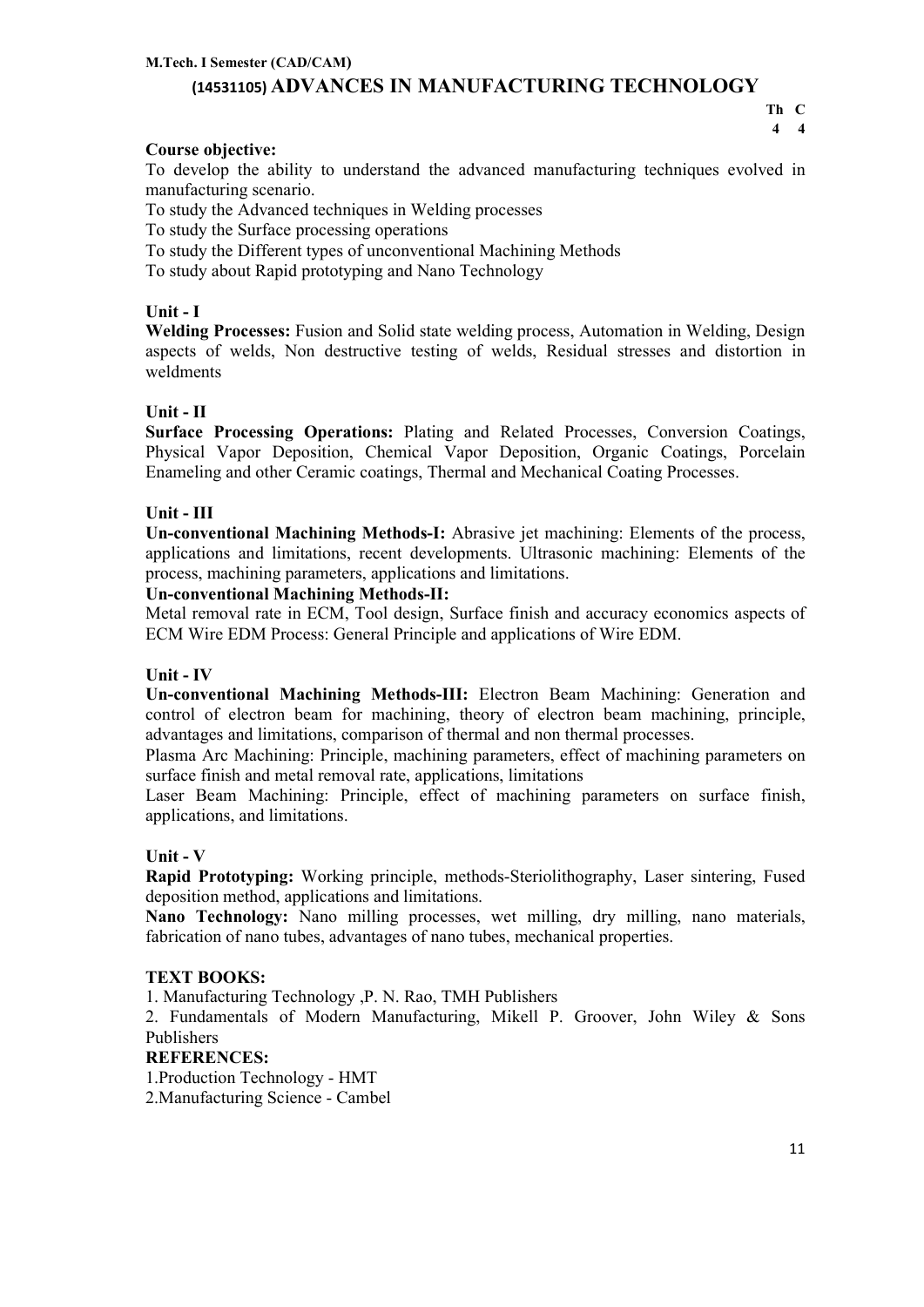**M.Tech. I Semester (CAD/CAM)**

# (14531105) ADVANCES IN MANUFACTURING TECHNOLOGY

| Th | C |
|---|---|
| 4 | 4 |

**Course objective:**

To develop the ability to understand the advanced manufacturing techniques evolved in manufacturing scenario.

To study the Advanced techniques in Welding processes

To study the Surface processing operations

To study the Different types of unconventional Machining Methods

To study about Rapid prototyping and Nano Technology

**Unit - I**

**Welding Processes:** Fusion and Solid state welding process, Automation in Welding, Design aspects of welds, Non destructive testing of welds, Residual stresses and distortion in weldments

**Unit - II**

**Surface Processing Operations:** Plating and Related Processes, Conversion Coatings, Physical Vapor Deposition, Chemical Vapor Deposition, Organic Coatings, Porcelain Enameling and other Ceramic coatings, Thermal and Mechanical Coating Processes.

**Unit - III**

**Un-conventional Machining Methods-I:** Abrasive jet machining: Elements of the process, applications and limitations, recent developments. Ultrasonic machining: Elements of the process, machining parameters, applications and limitations.

**Un-conventional Machining Methods-II:**

Metal removal rate in ECM, Tool design, Surface finish and accuracy economics aspects of ECM Wire EDM Process: General Principle and applications of Wire EDM.

**Unit - IV**

**Un-conventional Machining Methods-III:** Electron Beam Machining: Generation and control of electron beam for machining, theory of electron beam machining, principle, advantages and limitations, comparison of thermal and non thermal processes.

Plasma Arc Machining: Principle, machining parameters, effect of machining parameters on surface finish and metal removal rate, applications, limitations

Laser Beam Machining: Principle, effect of machining parameters on surface finish, applications, and limitations.

**Unit - V**

**Rapid Prototyping:** Working principle, methods-Steriolithography, Laser sintering, Fused deposition method, applications and limitations.

**Nano Technology:** Nano milling processes, wet milling, dry milling, nano materials, fabrication of nano tubes, advantages of nano tubes, mechanical properties.

**TEXT BOOKS:**

1. Manufacturing Technology ,P. N. Rao, TMH Publishers
2. Fundamentals of Modern Manufacturing, Mikell P. Groover, John Wiley & Sons Publishers

**REFERENCES:**

1.Production Technology - HMT

2.Manufacturing Science - Cambel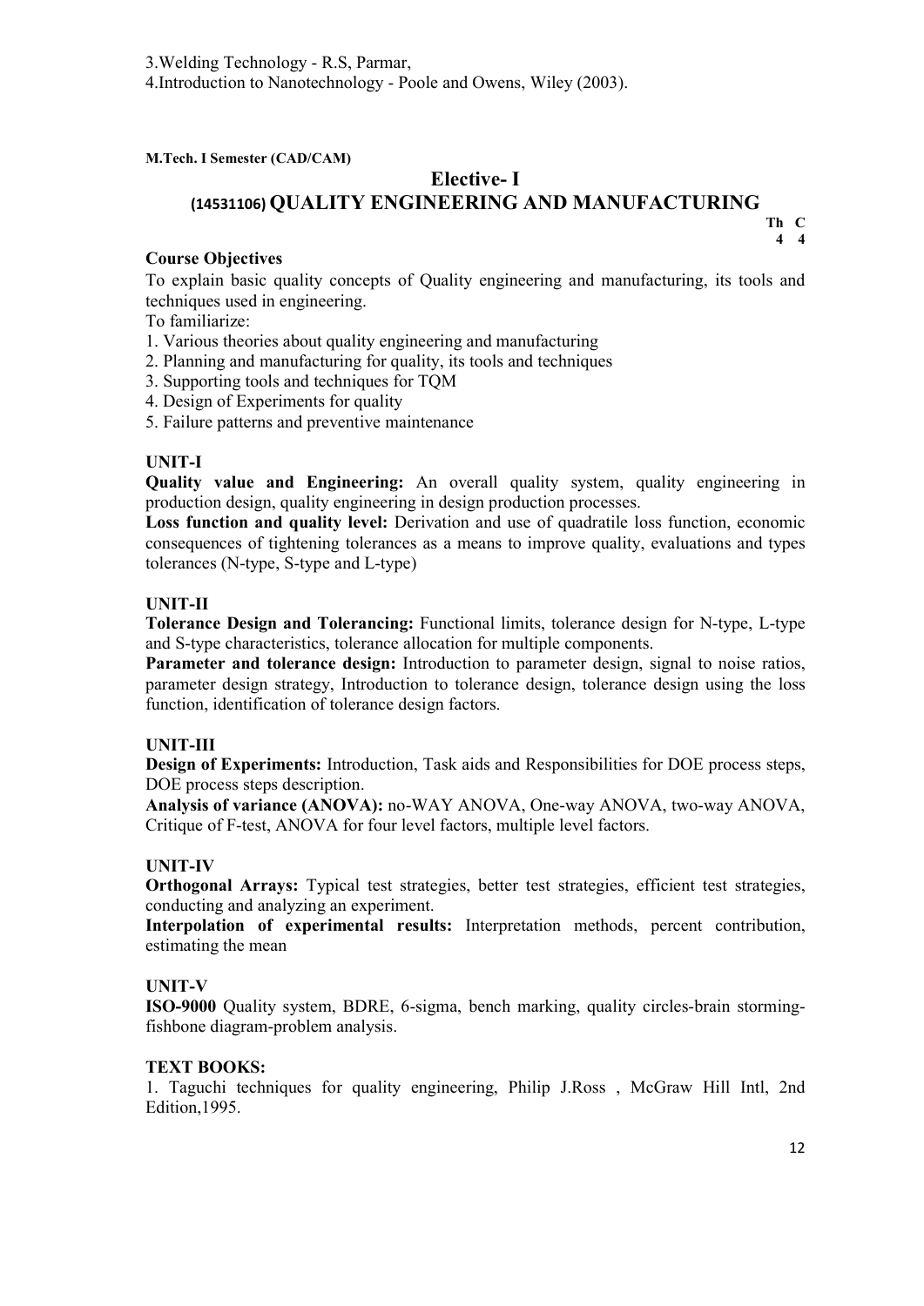3.Welding Technology - R.S, Parmar,

4.Introduction to Nanotechnology - Poole and Owens, Wiley (2003).

**M.Tech. I Semester (CAD/CAM)**

## Elective- I

## (14531106) QUALITY ENGINEERING AND MANUFACTURING

| Th | C |
|---|---|
| 4 | 4 |

### Course Objectives

To explain basic quality concepts of Quality engineering and manufacturing, its tools and techniques used in engineering.

To familiarize:

1. Various theories about quality engineering and manufacturing
2. Planning and manufacturing for quality, its tools and techniques
3. Supporting tools and techniques for TQM
4. Design of Experiments for quality
5. Failure patterns and preventive maintenance

### UNIT-I

**Quality value and Engineering:** An overall quality system, quality engineering in production design, quality engineering in design production processes.

**Loss function and quality level:** Derivation and use of quadratile loss function, economic consequences of tightening tolerances as a means to improve quality, evaluations and types tolerances (N-type, S-type and L-type)

### UNIT-II

**Tolerance Design and Tolerancing:** Functional limits, tolerance design for N-type, L-type and S-type characteristics, tolerance allocation for multiple components.

**Parameter and tolerance design:** Introduction to parameter design, signal to noise ratios, parameter design strategy, Introduction to tolerance design, tolerance design using the loss function, identification of tolerance design factors.

### UNIT-III

**Design of Experiments:** Introduction, Task aids and Responsibilities for DOE process steps, DOE process steps description.

**Analysis of variance (ANOVA):** no-WAY ANOVA, One-way ANOVA, two-way ANOVA, Critique of F-test, ANOVA for four level factors, multiple level factors.

### UNIT-IV

**Orthogonal Arrays:** Typical test strategies, better test strategies, efficient test strategies, conducting and analyzing an experiment.

**Interpolation of experimental results:** Interpretation methods, percent contribution, estimating the mean

### UNIT-V

**ISO-9000** Quality system, BDRE, 6-sigma, bench marking, quality circles-brain storming-fishbone diagram-problem analysis.

### TEXT BOOKS:

1. Taguchi techniques for quality engineering, Philip J.Ross , McGraw Hill Intl, 2nd Edition,1995.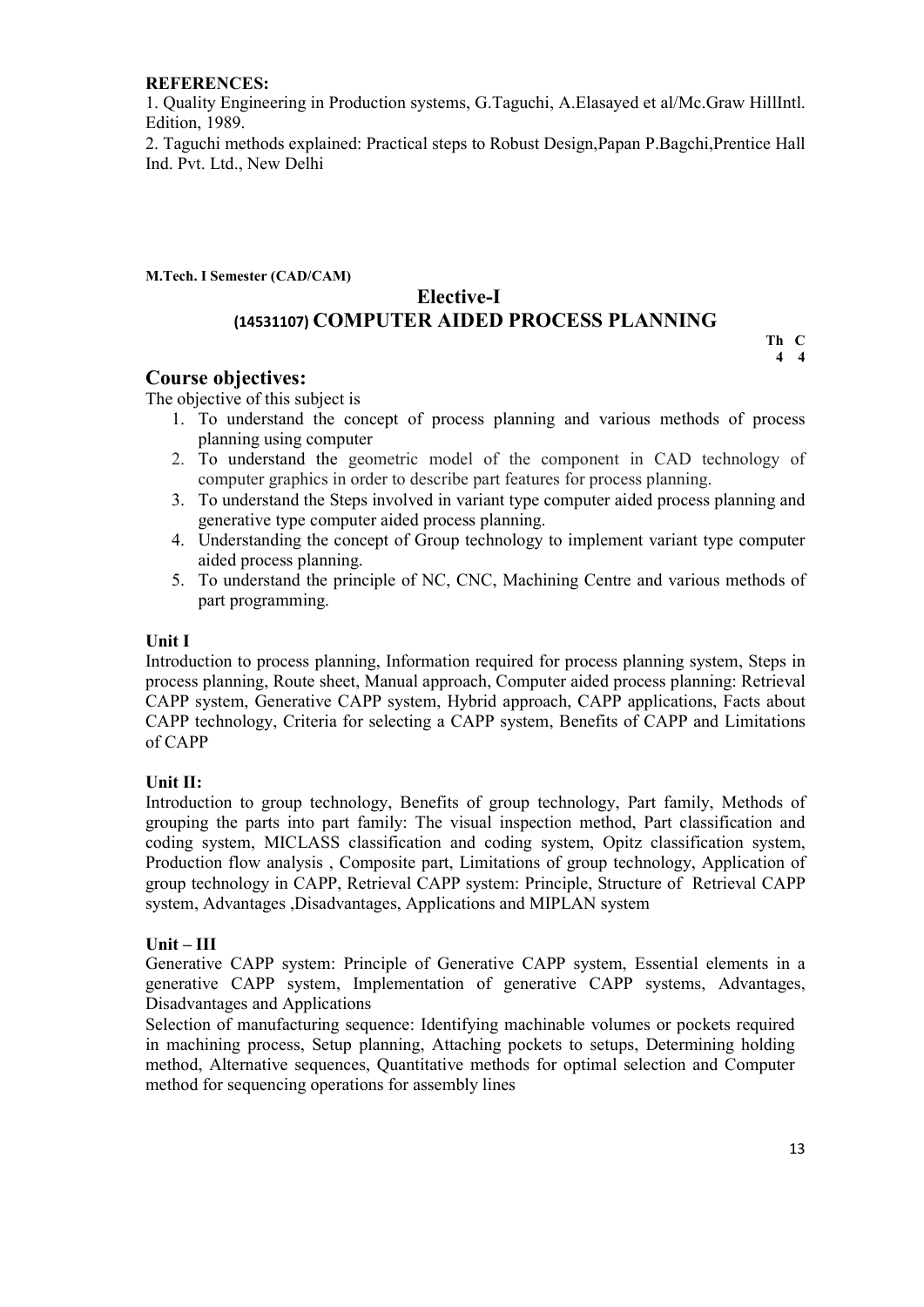**REFERENCES:**

1. Quality Engineering in Production systems, G.Taguchi, A.Elasayed et al/Mc.Graw HillIntl. Edition, 1989.
2. Taguchi methods explained: Practical steps to Robust Design,Papan P.Bagchi,Prentice Hall Ind. Pvt. Ltd., New Delhi

**M.Tech. I Semester (CAD/CAM)**

## Elective-I

## (14531107) COMPUTER AIDED PROCESS PLANNING

| Th | C |
|---|---|
| 4 | 4 |

### Course objectives:

The objective of this subject is

1. To understand the concept of process planning and various methods of process planning using computer
2. To understand the geometric model of the component in CAD technology of computer graphics in order to describe part features for process planning.
3. To understand the Steps involved in variant type computer aided process planning and generative type computer aided process planning.
4. Understanding the concept of Group technology to implement variant type computer aided process planning.
5. To understand the principle of NC, CNC, Machining Centre and various methods of part programming.

**Unit I**

Introduction to process planning, Information required for process planning system, Steps in process planning, Route sheet, Manual approach, Computer aided process planning: Retrieval CAPP system, Generative CAPP system, Hybrid approach, CAPP applications, Facts about CAPP technology, Criteria for selecting a CAPP system, Benefits of CAPP and Limitations of CAPP

**Unit II:**

Introduction to group technology, Benefits of group technology, Part family, Methods of grouping the parts into part family: The visual inspection method, Part classification and coding system, MICLASS classification and coding system, Opitz classification system, Production flow analysis , Composite part, Limitations of group technology, Application of group technology in CAPP, Retrieval CAPP system: Principle, Structure of Retrieval CAPP system, Advantages ,Disadvantages, Applications and MIPLAN system

**Unit – III**

Generative CAPP system: Principle of Generative CAPP system, Essential elements in a generative CAPP system, Implementation of generative CAPP systems, Advantages, Disadvantages and Applications

Selection of manufacturing sequence: Identifying machinable volumes or pockets required in machining process, Setup planning, Attaching pockets to setups, Determining holding method, Alternative sequences, Quantitative methods for optimal selection and Computer method for sequencing operations for assembly lines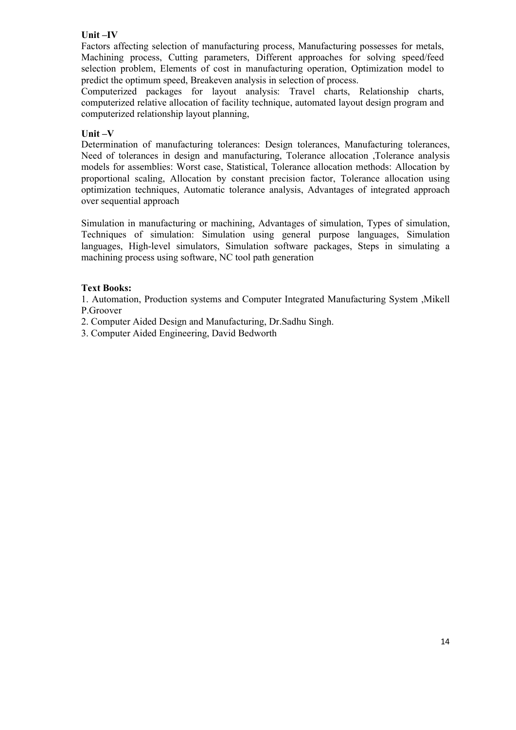**Unit –IV**

Factors affecting selection of manufacturing process, Manufacturing possesses for metals, Machining process, Cutting parameters, Different approaches for solving speed/feed selection problem, Elements of cost in manufacturing operation, Optimization model to predict the optimum speed, Breakeven analysis in selection of process.

Computerized packages for layout analysis: Travel charts, Relationship charts, computerized relative allocation of facility technique, automated layout design program and computerized relationship layout planning,

**Unit –V**

Determination of manufacturing tolerances: Design tolerances, Manufacturing tolerances, Need of tolerances in design and manufacturing, Tolerance allocation ,Tolerance analysis models for assemblies: Worst case, Statistical, Tolerance allocation methods: Allocation by proportional scaling, Allocation by constant precision factor, Tolerance allocation using optimization techniques, Automatic tolerance analysis, Advantages of integrated approach over sequential approach

Simulation in manufacturing or machining, Advantages of simulation, Types of simulation, Techniques of simulation: Simulation using general purpose languages, Simulation languages, High-level simulators, Simulation software packages, Steps in simulating a machining process using software, NC tool path generation

**Text Books:**

1. Automation, Production systems and Computer Integrated Manufacturing System ,Mikell P.Groover
2. Computer Aided Design and Manufacturing, Dr.Sadhu Singh.
3. Computer Aided Engineering, David Bedworth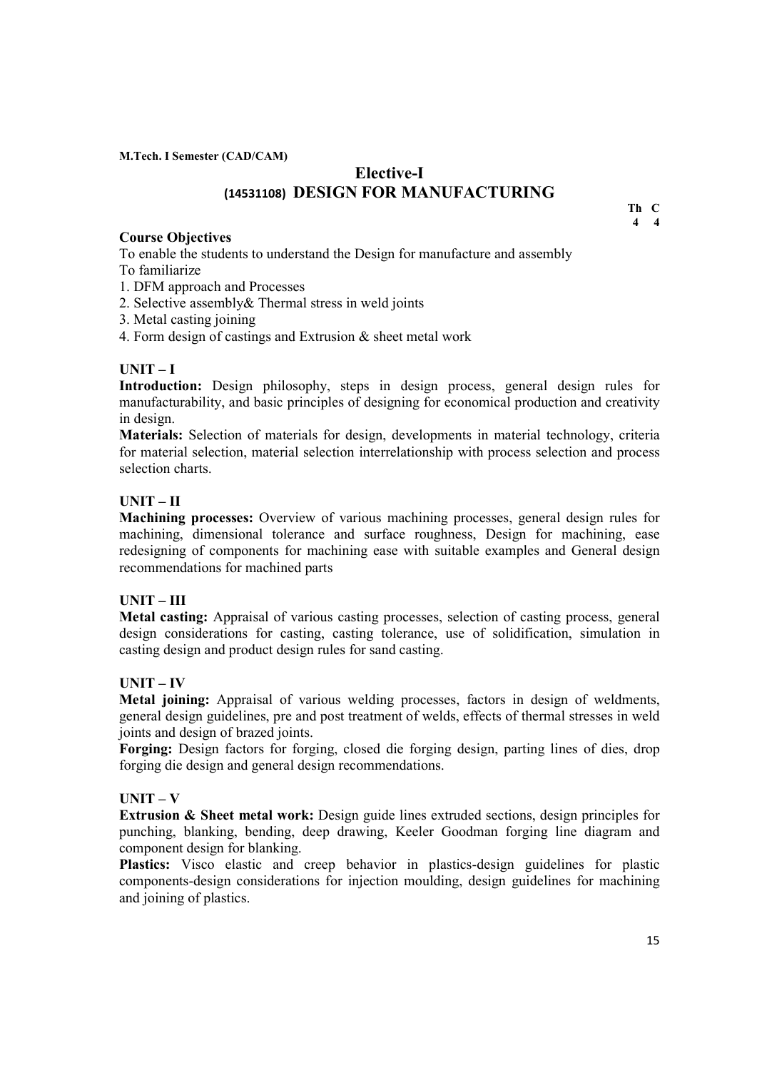**M.Tech. I Semester (CAD/CAM)**

# Elective-I

# (14531108) DESIGN FOR MANUFACTURING

| Th | C |
|---|---|
| 4 | 4 |

### Course Objectives

To enable the students to understand the Design for manufacture and assembly
To familiarize

1. DFM approach and Processes
2. Selective assembly& Thermal stress in weld joints
3. Metal casting joining
4. Form design of castings and Extrusion & sheet metal work

### UNIT – I

**Introduction:** Design philosophy, steps in design process, general design rules for manufacturability, and basic principles of designing for economical production and creativity in design.

**Materials:** Selection of materials for design, developments in material technology, criteria for material selection, material selection interrelationship with process selection and process selection charts.

### UNIT – II

**Machining processes:** Overview of various machining processes, general design rules for machining, dimensional tolerance and surface roughness, Design for machining, ease redesigning of components for machining ease with suitable examples and General design recommendations for machined parts

### UNIT – III

**Metal casting:** Appraisal of various casting processes, selection of casting process, general design considerations for casting, casting tolerance, use of solidification, simulation in casting design and product design rules for sand casting.

### UNIT – IV

**Metal joining:** Appraisal of various welding processes, factors in design of weldments, general design guidelines, pre and post treatment of welds, effects of thermal stresses in weld joints and design of brazed joints.

**Forging:** Design factors for forging, closed die forging design, parting lines of dies, drop forging die design and general design recommendations.

### UNIT – V

**Extrusion & Sheet metal work:** Design guide lines extruded sections, design principles for punching, blanking, bending, deep drawing, Keeler Goodman forging line diagram and component design for blanking.

**Plastics:** Visco elastic and creep behavior in plastics-design guidelines for plastic components-design considerations for injection moulding, design guidelines for machining and joining of plastics.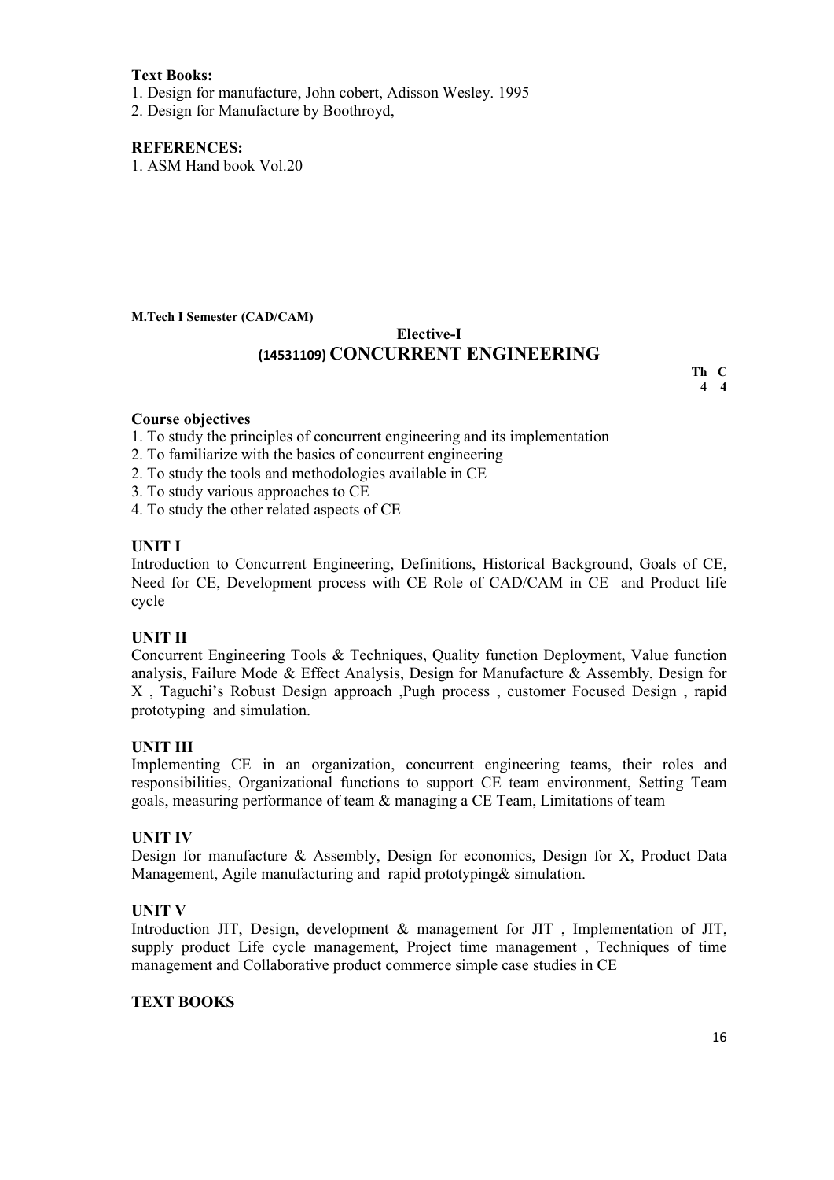**Text Books:**

1. Design for manufacture, John cobert, Adisson Wesley. 1995
2. Design for Manufacture by Boothroyd,

**REFERENCES:**

1. ASM Hand book Vol.20

**M.Tech I Semester (CAD/CAM)**

## Elective-I

## (14531109) CONCURRENT ENGINEERING

**Th C**
**4 4**

**Course objectives**

1. To study the principles of concurrent engineering and its implementation
2. To familiarize with the basics of concurrent engineering
2. To study the tools and methodologies available in CE
3. To study various approaches to CE
4. To study the other related aspects of CE

**UNIT I**

Introduction to Concurrent Engineering, Definitions, Historical Background, Goals of CE, Need for CE, Development process with CE Role of CAD/CAM in CE and Product life cycle

**UNIT II**

Concurrent Engineering Tools & Techniques, Quality function Deployment, Value function analysis, Failure Mode & Effect Analysis, Design for Manufacture & Assembly, Design for X , Taguchi's Robust Design approach ,Pugh process , customer Focused Design , rapid prototyping and simulation.

**UNIT III**

Implementing CE in an organization, concurrent engineering teams, their roles and responsibilities, Organizational functions to support CE team environment, Setting Team goals, measuring performance of team & managing a CE Team, Limitations of team

**UNIT IV**

Design for manufacture & Assembly, Design for economics, Design for X, Product Data Management, Agile manufacturing and rapid prototyping& simulation.

**UNIT V**

Introduction JIT, Design, development & management for JIT , Implementation of JIT, supply product Life cycle management, Project time management , Techniques of time management and Collaborative product commerce simple case studies in CE

**TEXT BOOKS**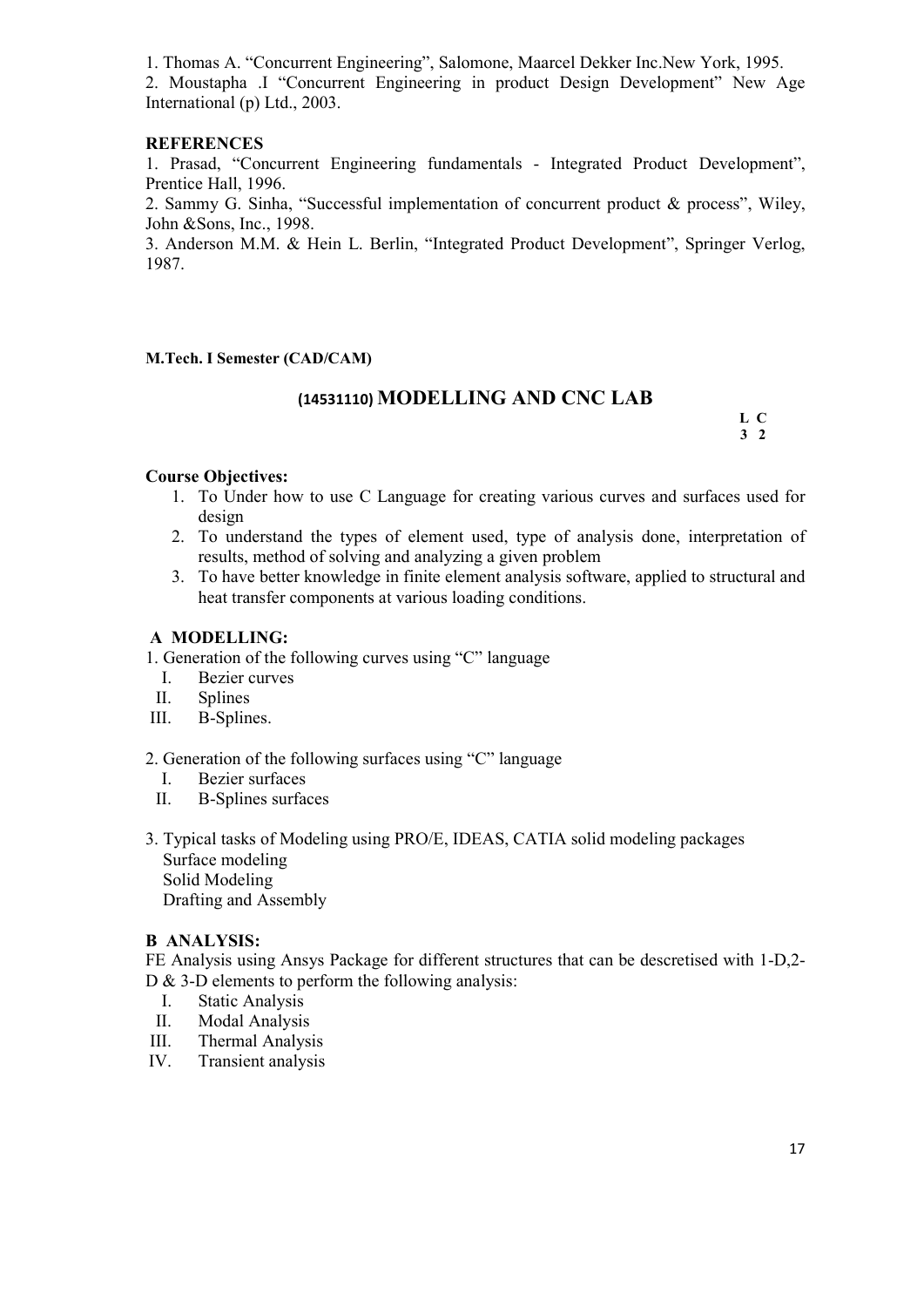1. Thomas A. "Concurrent Engineering", Salomone, Maarcel Dekker Inc.New York, 1995.
2. Moustapha .I "Concurrent Engineering in product Design Development" New Age International (p) Ltd., 2003.

**REFERENCES**

1. Prasad, "Concurrent Engineering fundamentals - Integrated Product Development", Prentice Hall, 1996.
2. Sammy G. Sinha, "Successful implementation of concurrent product & process", Wiley, John &Sons, Inc., 1998.
3. Anderson M.M. & Hein L. Berlin, "Integrated Product Development", Springer Verlog, 1987.

**M.Tech. I Semester (CAD/CAM)**

## (14531110) MODELLING AND CNC LAB

| L | C |
|---|---|
| 3 | 2 |

**Course Objectives:**

1. To Under how to use C Language for creating various curves and surfaces used for design
2. To understand the types of element used, type of analysis done, interpretation of results, method of solving and analyzing a given problem
3. To have better knowledge in finite element analysis software, applied to structural and heat transfer components at various loading conditions.

**A MODELLING:**

1. Generation of the following curves using "C" language
   I. Bezier curves
   II. Splines
   III. B-Splines.

2. Generation of the following surfaces using "C" language
   I. Bezier surfaces
   II. B-Splines surfaces

3. Typical tasks of Modeling using PRO/E, IDEAS, CATIA solid modeling packages
   Surface modeling
   Solid Modeling
   Drafting and Assembly

**B ANALYSIS:**

FE Analysis using Ansys Package for different structures that can be descretised with 1-D,2-D & 3-D elements to perform the following analysis:

I. Static Analysis
II. Modal Analysis
III. Thermal Analysis
IV. Transient analysis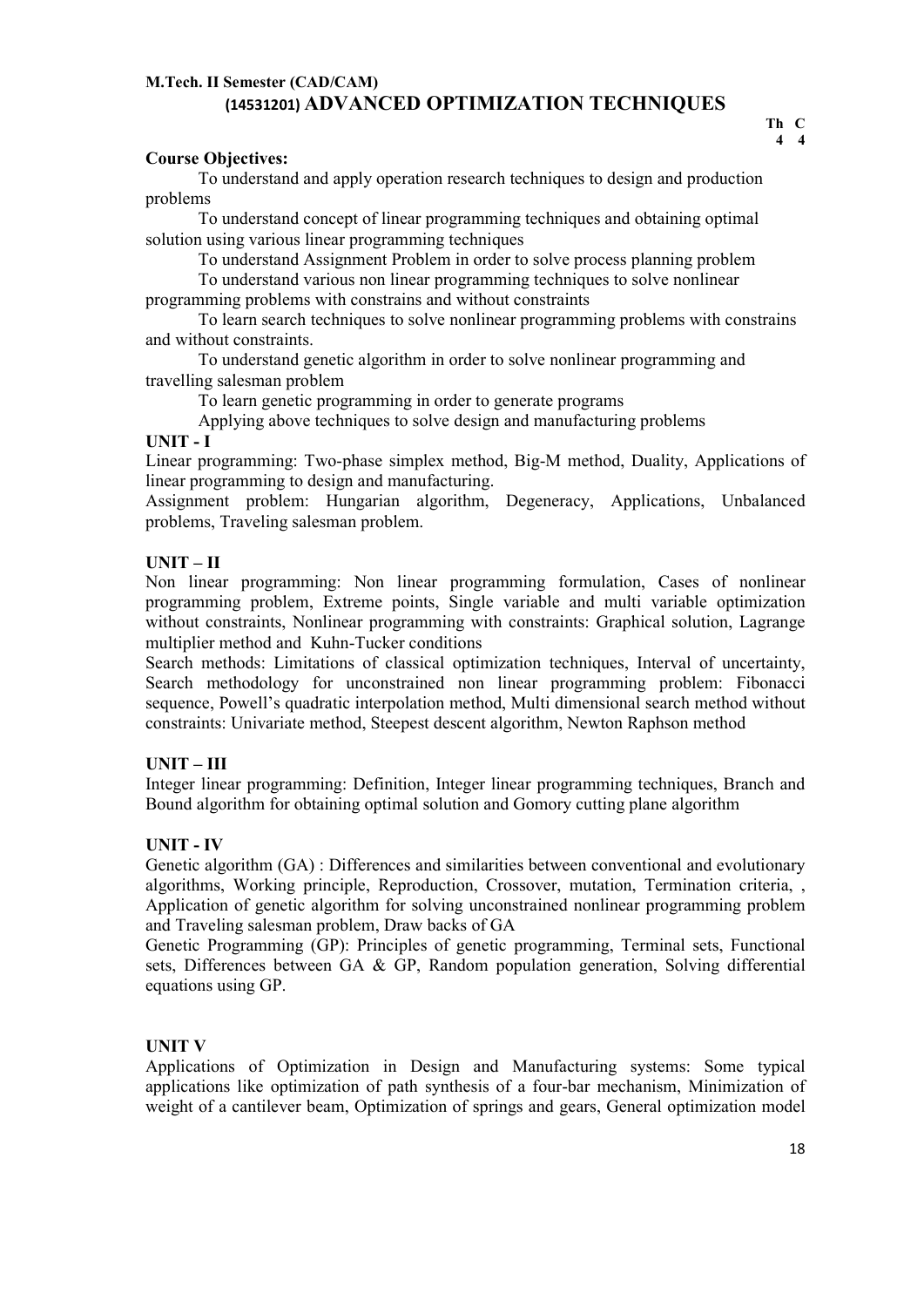**M.Tech. II Semester (CAD/CAM)**

# (14531201) ADVANCED OPTIMIZATION TECHNIQUES

**Th C**
**4 4**

**Course Objectives:**

To understand and apply operation research techniques to design and production problems

To understand concept of linear programming techniques and obtaining optimal solution using various linear programming techniques

To understand Assignment Problem in order to solve process planning problem

To understand various non linear programming techniques to solve nonlinear programming problems with constrains and without constraints

To learn search techniques to solve nonlinear programming problems with constrains and without constraints.

To understand genetic algorithm in order to solve nonlinear programming and travelling salesman problem

To learn genetic programming in order to generate programs

Applying above techniques to solve design and manufacturing problems

**UNIT - I**

Linear programming: Two-phase simplex method, Big-M method, Duality, Applications of linear programming to design and manufacturing.

Assignment problem: Hungarian algorithm, Degeneracy, Applications, Unbalanced problems, Traveling salesman problem.

**UNIT – II**

Non linear programming: Non linear programming formulation, Cases of nonlinear programming problem, Extreme points, Single variable and multi variable optimization without constraints, Nonlinear programming with constraints: Graphical solution, Lagrange multiplier method and Kuhn-Tucker conditions

Search methods: Limitations of classical optimization techniques, Interval of uncertainty, Search methodology for unconstrained non linear programming problem: Fibonacci sequence, Powell's quadratic interpolation method, Multi dimensional search method without constraints: Univariate method, Steepest descent algorithm, Newton Raphson method

**UNIT – III**

Integer linear programming: Definition, Integer linear programming techniques, Branch and Bound algorithm for obtaining optimal solution and Gomory cutting plane algorithm

**UNIT - IV**

Genetic algorithm (GA) : Differences and similarities between conventional and evolutionary algorithms, Working principle, Reproduction, Crossover, mutation, Termination criteria, , Application of genetic algorithm for solving unconstrained nonlinear programming problem and Traveling salesman problem, Draw backs of GA

Genetic Programming (GP): Principles of genetic programming, Terminal sets, Functional sets, Differences between GA & GP, Random population generation, Solving differential equations using GP.

**UNIT V**

Applications of Optimization in Design and Manufacturing systems: Some typical applications like optimization of path synthesis of a four-bar mechanism, Minimization of weight of a cantilever beam, Optimization of springs and gears, General optimization model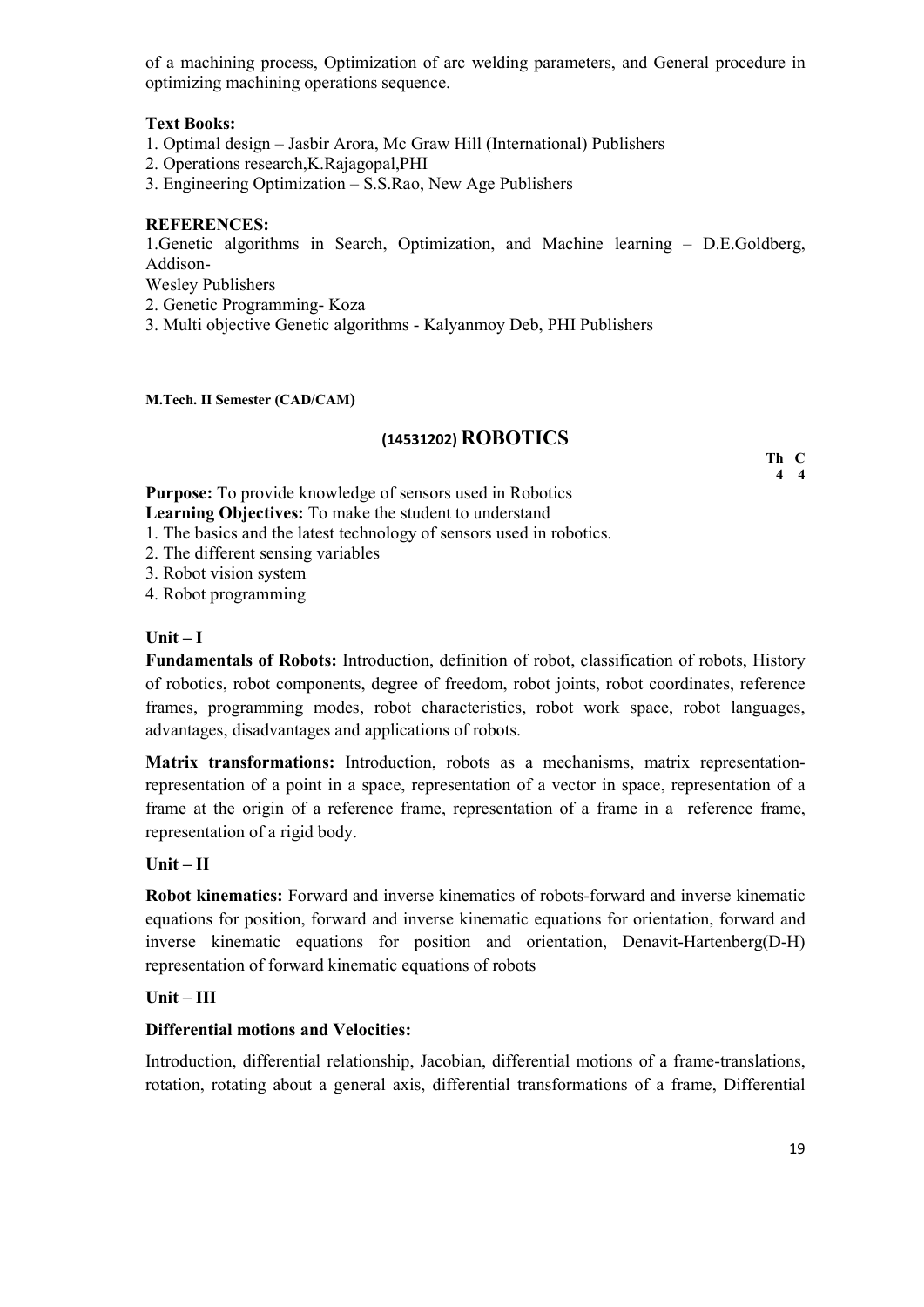of a machining process, Optimization of arc welding parameters, and General procedure in optimizing machining operations sequence.

**Text Books:**

1. Optimal design – Jasbir Arora, Mc Graw Hill (International) Publishers
2. Operations research,K.Rajagopal,PHI
3. Engineering Optimization – S.S.Rao, New Age Publishers

**REFERENCES:**

1.Genetic algorithms in Search, Optimization, and Machine learning – D.E.Goldberg, Addison-
Wesley Publishers
2. Genetic Programming- Koza
3. Multi objective Genetic algorithms - Kalyanmoy Deb, PHI Publishers

**M.Tech. II Semester (CAD/CAM)**

## (14531202) ROBOTICS

| Th | C |
|---|---|
| 4 | 4 |

**Purpose:** To provide knowledge of sensors used in Robotics
**Learning Objectives:** To make the student to understand

1. The basics and the latest technology of sensors used in robotics.
2. The different sensing variables
3. Robot vision system
4. Robot programming

### Unit – I

**Fundamentals of Robots:** Introduction, definition of robot, classification of robots, History of robotics, robot components, degree of freedom, robot joints, robot coordinates, reference frames, programming modes, robot characteristics, robot work space, robot languages, advantages, disadvantages and applications of robots.

**Matrix transformations:** Introduction, robots as a mechanisms, matrix representation-representation of a point in a space, representation of a vector in space, representation of a frame at the origin of a reference frame, representation of a frame in a reference frame, representation of a rigid body.

### Unit – II

**Robot kinematics:** Forward and inverse kinematics of robots-forward and inverse kinematic equations for position, forward and inverse kinematic equations for orientation, forward and inverse kinematic equations for position and orientation, Denavit-Hartenberg(D-H) representation of forward kinematic equations of robots

### Unit – III

**Differential motions and Velocities:**

Introduction, differential relationship, Jacobian, differential motions of a frame-translations, rotation, rotating about a general axis, differential transformations of a frame, Differential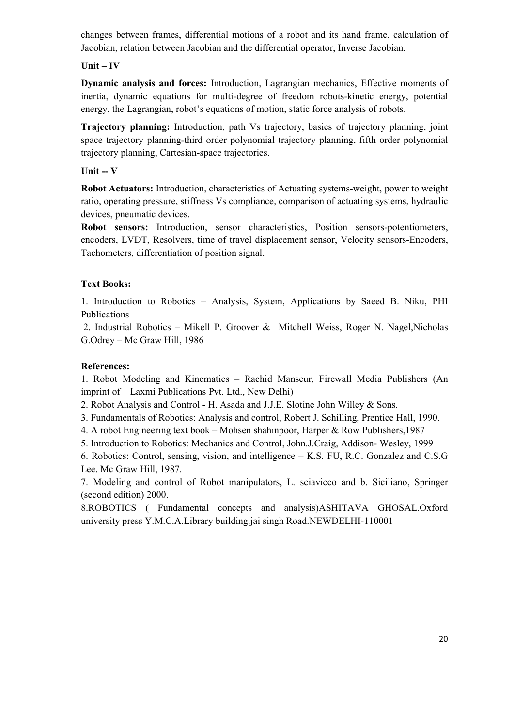changes between frames, differential motions of a robot and its hand frame, calculation of Jacobian, relation between Jacobian and the differential operator, Inverse Jacobian.

**Unit – IV**

**Dynamic analysis and forces:** Introduction, Lagrangian mechanics, Effective moments of inertia, dynamic equations for multi-degree of freedom robots-kinetic energy, potential energy, the Lagrangian, robot's equations of motion, static force analysis of robots.

**Trajectory planning:** Introduction, path Vs trajectory, basics of trajectory planning, joint space trajectory planning-third order polynomial trajectory planning, fifth order polynomial trajectory planning, Cartesian-space trajectories.

**Unit -- V**

**Robot Actuators:** Introduction, characteristics of Actuating systems-weight, power to weight ratio, operating pressure, stiffness Vs compliance, comparison of actuating systems, hydraulic devices, pneumatic devices.

**Robot sensors:** Introduction, sensor characteristics, Position sensors-potentiometers, encoders, LVDT, Resolvers, time of travel displacement sensor, Velocity sensors-Encoders, Tachometers, differentiation of position signal.

**Text Books:**

1. Introduction to Robotics – Analysis, System, Applications by Saeed B. Niku, PHI Publications
2. Industrial Robotics – Mikell P. Groover & Mitchell Weiss, Roger N. Nagel,Nicholas G.Odrey – Mc Graw Hill, 1986

**References:**

1. Robot Modeling and Kinematics – Rachid Manseur, Firewall Media Publishers (An imprint of Laxmi Publications Pvt. Ltd., New Delhi)
2. Robot Analysis and Control - H. Asada and J.J.E. Slotine John Willey & Sons.
3. Fundamentals of Robotics: Analysis and control, Robert J. Schilling, Prentice Hall, 1990.
4. A robot Engineering text book – Mohsen shahinpoor, Harper & Row Publishers,1987
5. Introduction to Robotics: Mechanics and Control, John.J.Craig, Addison- Wesley, 1999
6. Robotics: Control, sensing, vision, and intelligence – K.S. FU, R.C. Gonzalez and C.S.G Lee. Mc Graw Hill, 1987.
7. Modeling and control of Robot manipulators, L. sciavicco and b. Siciliano, Springer (second edition) 2000.
8. ROBOTICS ( Fundamental concepts and analysis)ASHITAVA GHOSAL.Oxford university press Y.M.C.A.Library building.jai singh Road.NEWDELHI-110001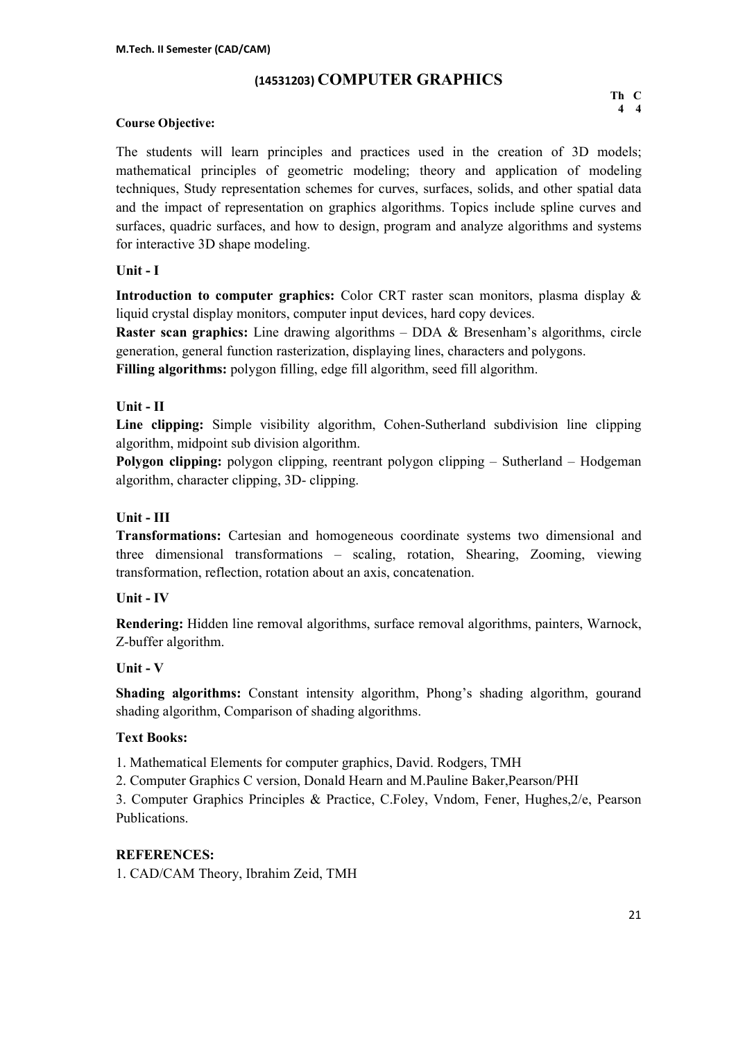M.Tech. II Semester (CAD/CAM)

## (14531203) COMPUTER GRAPHICS

**Th C**
**4 4**

**Course Objective:**

The students will learn principles and practices used in the creation of 3D models; mathematical principles of geometric modeling; theory and application of modeling techniques, Study representation schemes for curves, surfaces, solids, and other spatial data and the impact of representation on graphics algorithms. Topics include spline curves and surfaces, quadric surfaces, and how to design, program and analyze algorithms and systems for interactive 3D shape modeling.

### Unit - I

**Introduction to computer graphics:** Color CRT raster scan monitors, plasma display & liquid crystal display monitors, computer input devices, hard copy devices.
**Raster scan graphics:** Line drawing algorithms – DDA & Bresenham's algorithms, circle generation, general function rasterization, displaying lines, characters and polygons.
**Filling algorithms:** polygon filling, edge fill algorithm, seed fill algorithm.

### Unit - II

**Line clipping:** Simple visibility algorithm, Cohen-Sutherland subdivision line clipping algorithm, midpoint sub division algorithm.
**Polygon clipping:** polygon clipping, reentrant polygon clipping – Sutherland – Hodgeman algorithm, character clipping, 3D- clipping.

### Unit - III

**Transformations:** Cartesian and homogeneous coordinate systems two dimensional and three dimensional transformations – scaling, rotation, Shearing, Zooming, viewing transformation, reflection, rotation about an axis, concatenation.

### Unit - IV

**Rendering:** Hidden line removal algorithms, surface removal algorithms, painters, Warnock, Z-buffer algorithm.

### Unit - V

**Shading algorithms:** Constant intensity algorithm, Phong's shading algorithm, gourand shading algorithm, Comparison of shading algorithms.

### Text Books:

1. Mathematical Elements for computer graphics, David. Rodgers, TMH
2. Computer Graphics C version, Donald Hearn and M.Pauline Baker,Pearson/PHI
3. Computer Graphics Principles & Practice, C.Foley, Vndom, Fener, Hughes,2/e, Pearson Publications.

### REFERENCES:

1. CAD/CAM Theory, Ibrahim Zeid, TMH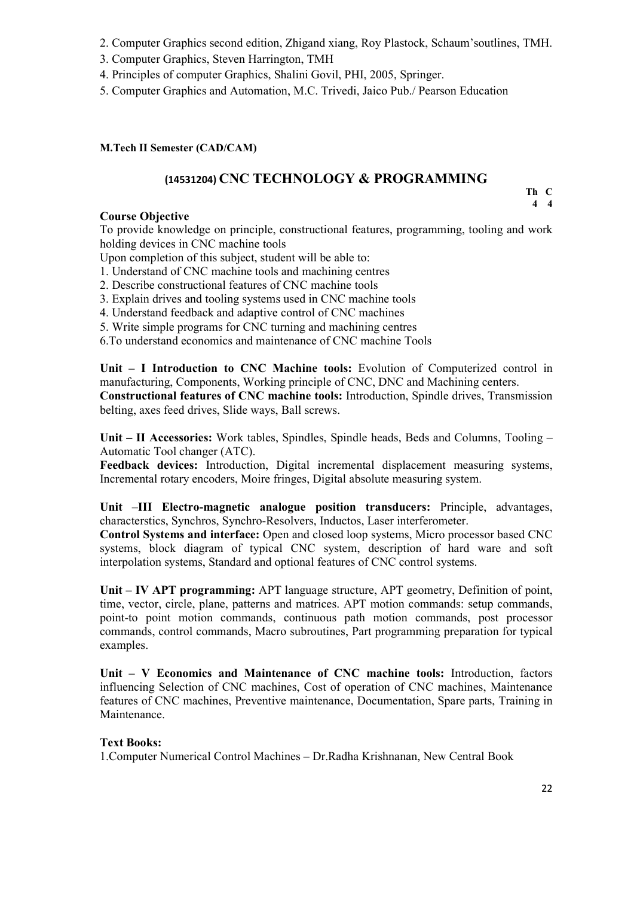2. Computer Graphics second edition, Zhigand xiang, Roy Plastock, Schaum'soutlines, TMH.
3. Computer Graphics, Steven Harrington, TMH
4. Principles of computer Graphics, Shalini Govil, PHI, 2005, Springer.
5. Computer Graphics and Automation, M.C. Trivedi, Jaico Pub./ Pearson Education

**M.Tech II Semester (CAD/CAM)**

## (14531204) CNC TECHNOLOGY & PROGRAMMING

| Th | C |
|---|---|
| 4 | 4 |

**Course Objective**

To provide knowledge on principle, constructional features, programming, tooling and work holding devices in CNC machine tools

Upon completion of this subject, student will be able to:

1. Understand of CNC machine tools and machining centres
2. Describe constructional features of CNC machine tools
3. Explain drives and tooling systems used in CNC machine tools
4. Understand feedback and adaptive control of CNC machines
5. Write simple programs for CNC turning and machining centres
6. To understand economics and maintenance of CNC machine Tools

**Unit – I Introduction to CNC Machine tools:** Evolution of Computerized control in manufacturing, Components, Working principle of CNC, DNC and Machining centers.
**Constructional features of CNC machine tools:** Introduction, Spindle drives, Transmission belting, axes feed drives, Slide ways, Ball screws.

**Unit – II Accessories:** Work tables, Spindles, Spindle heads, Beds and Columns, Tooling – Automatic Tool changer (ATC).
**Feedback devices:** Introduction, Digital incremental displacement measuring systems, Incremental rotary encoders, Moire fringes, Digital absolute measuring system.

**Unit –III Electro-magnetic analogue position transducers:** Principle, advantages, characterstics, Synchros, Synchro-Resolvers, Inductos, Laser interferometer.
**Control Systems and interface:** Open and closed loop systems, Micro processor based CNC systems, block diagram of typical CNC system, description of hard ware and soft interpolation systems, Standard and optional features of CNC control systems.

**Unit – IV APT programming:** APT language structure, APT geometry, Definition of point, time, vector, circle, plane, patterns and matrices. APT motion commands: setup commands, point-to point motion commands, continuous path motion commands, post processor commands, control commands, Macro subroutines, Part programming preparation for typical examples.

**Unit – V Economics and Maintenance of CNC machine tools:** Introduction, factors influencing Selection of CNC machines, Cost of operation of CNC machines, Maintenance features of CNC machines, Preventive maintenance, Documentation, Spare parts, Training in Maintenance.

**Text Books:**

1. Computer Numerical Control Machines – Dr.Radha Krishnanan, New Central Book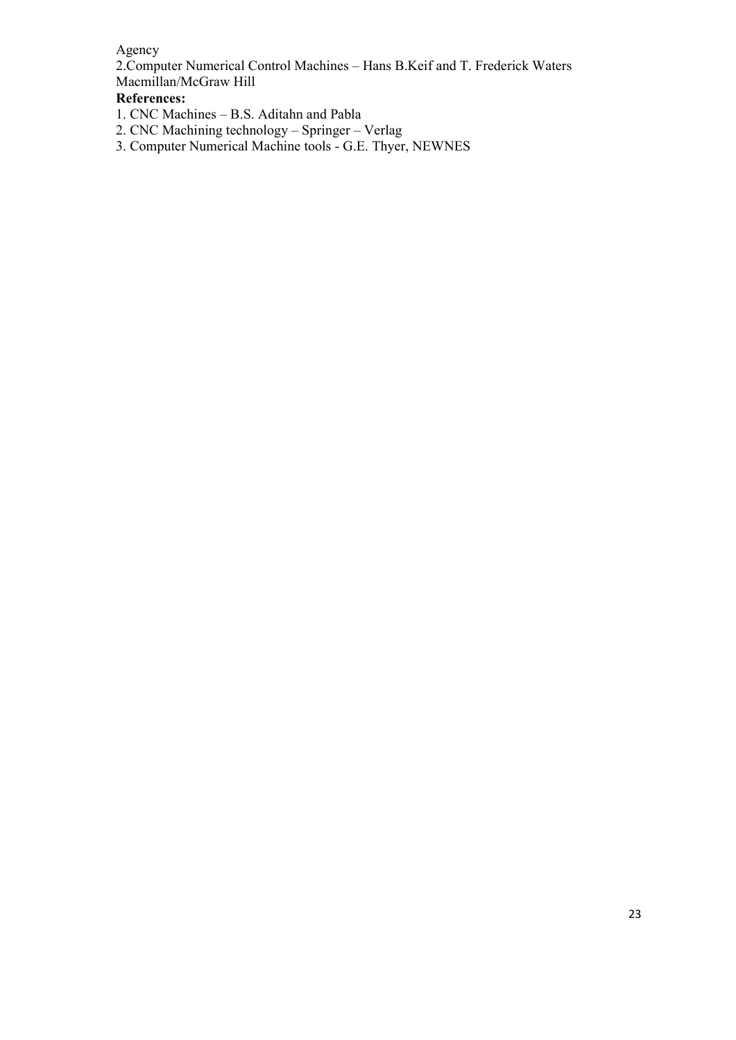Agency

2.Computer Numerical Control Machines – Hans B.Keif and T. Frederick Waters Macmillan/McGraw Hill

**References:**

1. CNC Machines – B.S. Aditahn and Pabla
2. CNC Machining technology – Springer – Verlag
3. Computer Numerical Machine tools - G.E. Thyer, NEWNES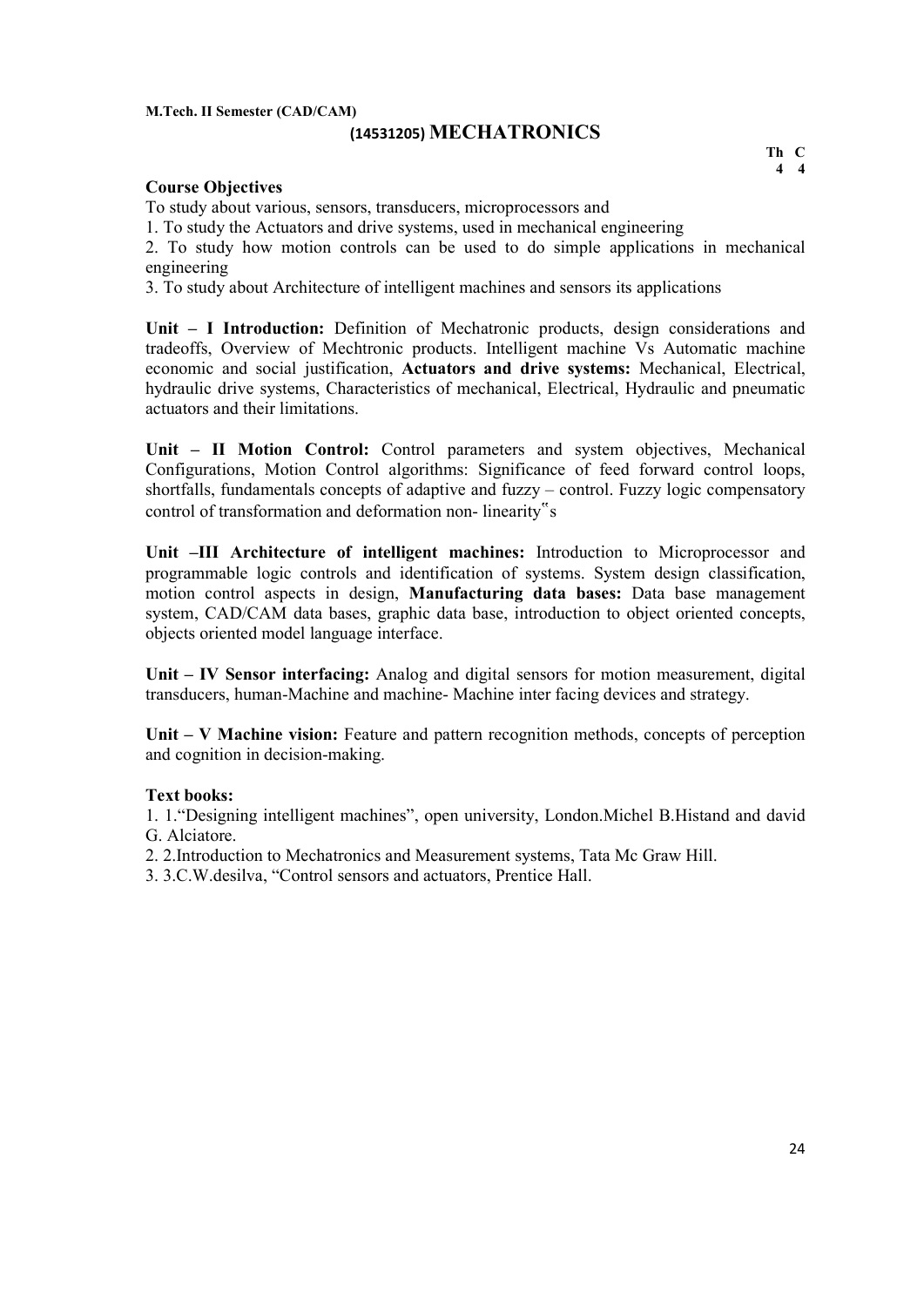**M.Tech. II Semester (CAD/CAM)**

## (14531205) MECHATRONICS

**Th C**
**4 4**

**Course Objectives**

To study about various, sensors, transducers, microprocessors and

1. To study the Actuators and drive systems, used in mechanical engineering
2. To study how motion controls can be used to do simple applications in mechanical engineering
3. To study about Architecture of intelligent machines and sensors its applications

**Unit – I Introduction:** Definition of Mechatronic products, design considerations and tradeoffs, Overview of Mechtronic products. Intelligent machine Vs Automatic machine economic and social justification, **Actuators and drive systems:** Mechanical, Electrical, hydraulic drive systems, Characteristics of mechanical, Electrical, Hydraulic and pneumatic actuators and their limitations.

**Unit – II Motion Control:** Control parameters and system objectives, Mechanical Configurations, Motion Control algorithms: Significance of feed forward control loops, shortfalls, fundamentals concepts of adaptive and fuzzy – control. Fuzzy logic compensatory control of transformation and deformation non- linearity"s

**Unit –III Architecture of intelligent machines:** Introduction to Microprocessor and programmable logic controls and identification of systems. System design classification, motion control aspects in design, **Manufacturing data bases:** Data base management system, CAD/CAM data bases, graphic data base, introduction to object oriented concepts, objects oriented model language interface.

**Unit – IV Sensor interfacing:** Analog and digital sensors for motion measurement, digital transducers, human-Machine and machine- Machine inter facing devices and strategy.

**Unit – V Machine vision:** Feature and pattern recognition methods, concepts of perception and cognition in decision-making.

**Text books:**

1. 1."Designing intelligent machines", open university, London.Michel B.Histand and david G. Alciatore.
2. 2.Introduction to Mechatronics and Measurement systems, Tata Mc Graw Hill.
3. 3.C.W.desilva, "Control sensors and actuators, Prentice Hall.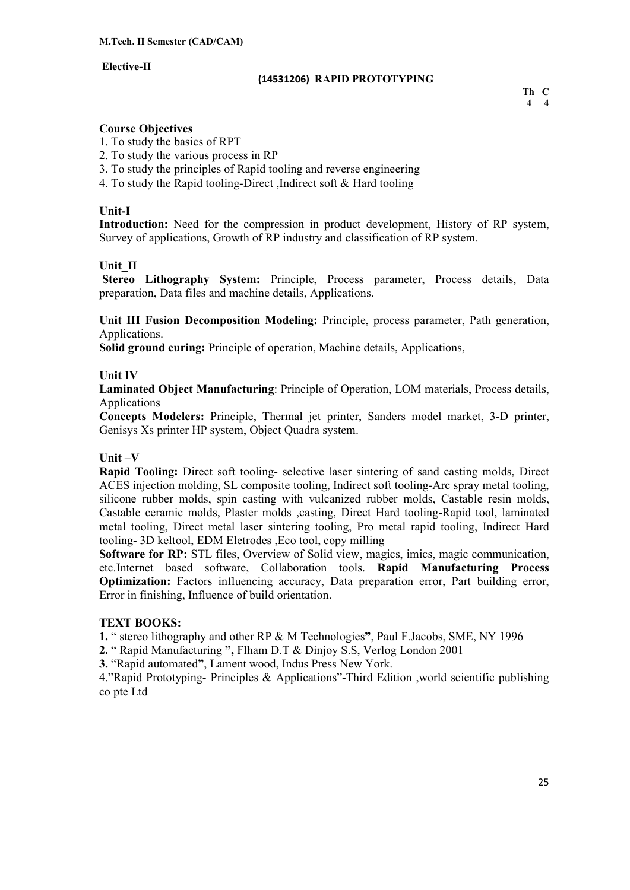**M.Tech. II Semester (CAD/CAM)**

**Elective-II**

## (14531206) RAPID PROTOTYPING

**Th C**
**4 4**

### Course Objectives

1. To study the basics of RPT
2. To study the various process in RP
3. To study the principles of Rapid tooling and reverse engineering
4. To study the Rapid tooling-Direct ,Indirect soft & Hard tooling

### Unit-I

**Introduction:** Need for the compression in product development, History of RP system, Survey of applications, Growth of RP industry and classification of RP system.

### Unit_II

**Stereo Lithography System:** Principle, Process parameter, Process details, Data preparation, Data files and machine details, Applications.

**Unit III Fusion Decomposition Modeling:** Principle, process parameter, Path generation, Applications.

**Solid ground curing:** Principle of operation, Machine details, Applications,

### Unit IV

**Laminated Object Manufacturing**: Principle of Operation, LOM materials, Process details, Applications

**Concepts Modelers:** Principle, Thermal jet printer, Sanders model market, 3-D printer, Genisys Xs printer HP system, Object Quadra system.

### Unit –V

**Rapid Tooling:** Direct soft tooling- selective laser sintering of sand casting molds, Direct ACES injection molding, SL composite tooling, Indirect soft tooling-Arc spray metal tooling, silicone rubber molds, spin casting with vulcanized rubber molds, Castable resin molds, Castable ceramic molds, Plaster molds ,casting, Direct Hard tooling-Rapid tool, laminated metal tooling, Direct metal laser sintering tooling, Pro metal rapid tooling, Indirect Hard tooling- 3D keltool, EDM Eletrodes ,Eco tool, copy milling

**Software for RP:** STL files, Overview of Solid view, magics, imics, magic communication, etc.Internet based software, Collaboration tools. **Rapid Manufacturing Process Optimization:** Factors influencing accuracy, Data preparation error, Part building error, Error in finishing, Influence of build orientation.

### TEXT BOOKS:

**1.** " stereo lithography and other RP & M Technologies**"**, Paul F.Jacobs, SME, NY 1996

**2.** " Rapid Manufacturing **",** Flham D.T & Dinjoy S.S, Verlog London 2001

**3.** "Rapid automated**"**, Lament wood, Indus Press New York.

4."Rapid Prototyping- Principles & Applications"-Third Edition ,world scientific publishing co pte Ltd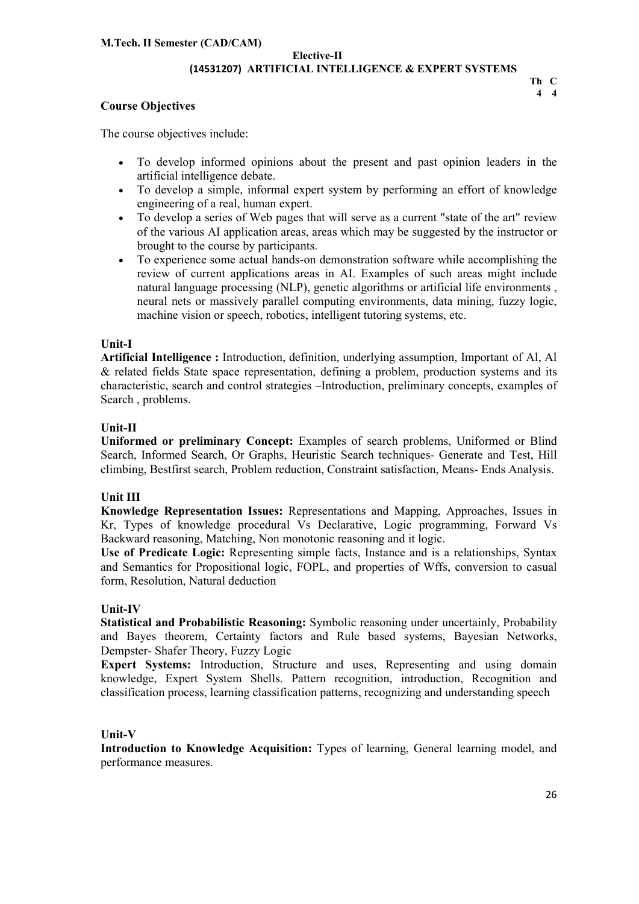**M.Tech. II Semester (CAD/CAM)**

**Elective-II**

**(14531207) ARTIFICIAL INTELLIGENCE & EXPERT SYSTEMS**

**Th C**
**4 4**

**Course Objectives**

The course objectives include:

- To develop informed opinions about the present and past opinion leaders in the artificial intelligence debate.
- To develop a simple, informal expert system by performing an effort of knowledge engineering of a real, human expert.
- To develop a series of Web pages that will serve as a current "state of the art" review of the various AI application areas, areas which may be suggested by the instructor or brought to the course by participants.
- To experience some actual hands-on demonstration software while accomplishing the review of current applications areas in AI. Examples of such areas might include natural language processing (NLP), genetic algorithms or artificial life environments , neural nets or massively parallel computing environments, data mining, fuzzy logic, machine vision or speech, robotics, intelligent tutoring systems, etc.

**Unit-I**

**Artificial Intelligence :** Introduction, definition, underlying assumption, Important of Al, Al & related fields State space representation, defining a problem, production systems and its characteristic, search and control strategies –Introduction, preliminary concepts, examples of Search , problems.

**Unit-II**

**Uniformed or preliminary Concept:** Examples of search problems, Uniformed or Blind Search, Informed Search, Or Graphs, Heuristic Search techniques- Generate and Test, Hill climbing, Bestfirst search, Problem reduction, Constraint satisfaction, Means- Ends Analysis.

**Unit III**

**Knowledge Representation Issues:** Representations and Mapping, Approaches, Issues in Kr, Types of knowledge procedural Vs Declarative, Logic programming, Forward Vs Backward reasoning, Matching, Non monotonic reasoning and it logic.

**Use of Predicate Logic:** Representing simple facts, Instance and is a relationships, Syntax and Semantics for Propositional logic, FOPL, and properties of Wffs, conversion to casual form, Resolution, Natural deduction

**Unit-IV**

**Statistical and Probabilistic Reasoning:** Symbolic reasoning under uncertainly, Probability and Bayes theorem, Certainty factors and Rule based systems, Bayesian Networks, Dempster- Shafer Theory, Fuzzy Logic

**Expert Systems:** Introduction, Structure and uses, Representing and using domain knowledge, Expert System Shells. Pattern recognition, introduction, Recognition and classification process, learning classification patterns, recognizing and understanding speech

**Unit-V**

**Introduction to Knowledge Acquisition:** Types of learning, General learning model, and performance measures.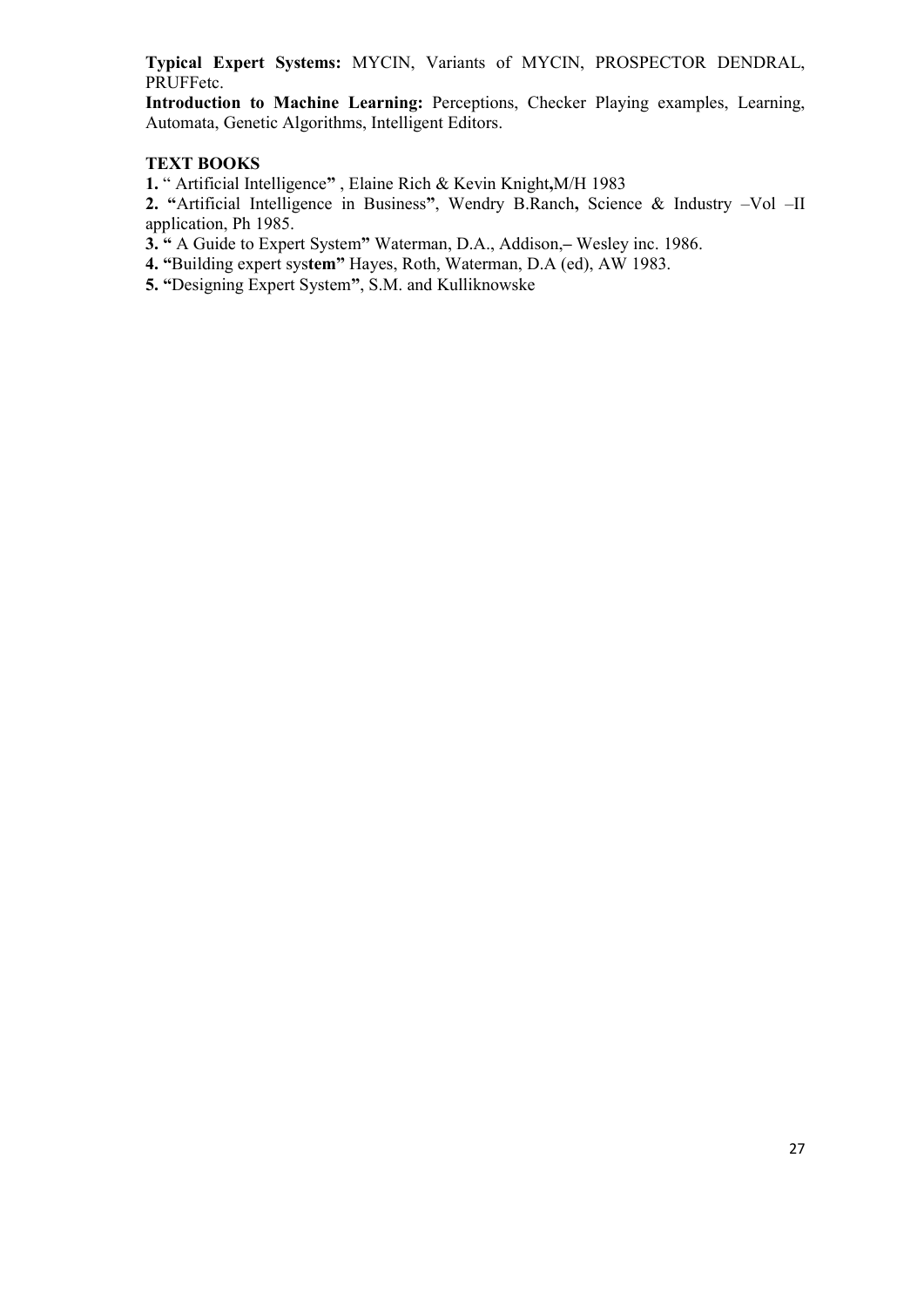**Typical Expert Systems:** MYCIN, Variants of MYCIN, PROSPECTOR DENDRAL, PRUFFetc.

**Introduction to Machine Learning:** Perceptions, Checker Playing examples, Learning, Automata, Genetic Algorithms, Intelligent Editors.

**TEXT BOOKS**

**1.** " Artificial Intelligence**"** , Elaine Rich & Kevin Knight**,**M/H 1983

**2. "**Artificial Intelligence in Business**"**, Wendry B.Ranch**,** Science & Industry –Vol –II application, Ph 1985.

**3. "** A Guide to Expert System**"** Waterman, D.A., Addison,**–** Wesley inc. 1986.

**4. "**Building expert sys**tem"** Hayes, Roth, Waterman, D.A (ed), AW 1983.

**5. "**Designing Expert System**"**, S.M. and Kulliknowske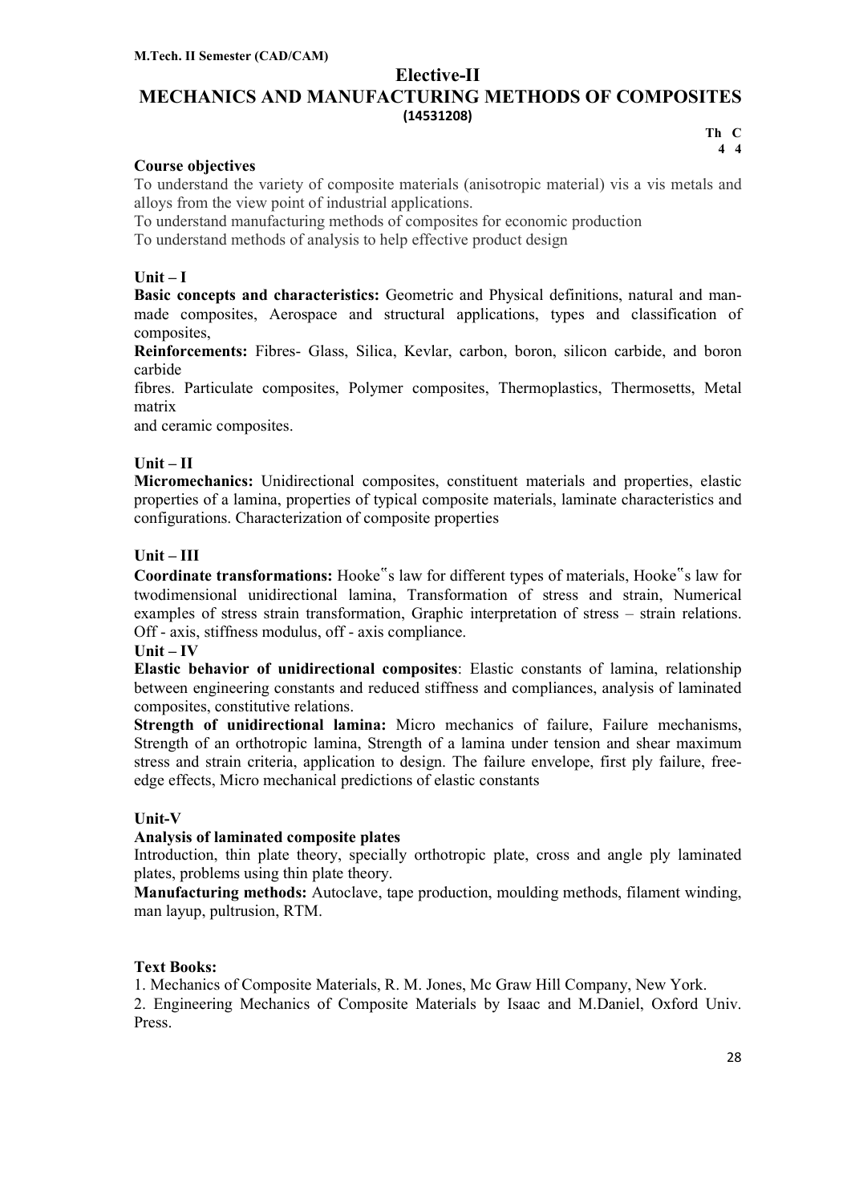**M.Tech. II Semester (CAD/CAM)**

## Elective-II

## MECHANICS AND MANUFACTURING METHODS OF COMPOSITES

**(14531208)**

**Th C**
**4 4**

### Course objectives

To understand the variety of composite materials (anisotropic material) vis a vis metals and alloys from the view point of industrial applications.

To understand manufacturing methods of composites for economic production

To understand methods of analysis to help effective product design

### Unit – I

**Basic concepts and characteristics:** Geometric and Physical definitions, natural and man-made composites, Aerospace and structural applications, types and classification of composites,

**Reinforcements:** Fibres- Glass, Silica, Kevlar, carbon, boron, silicon carbide, and boron carbide

fibres. Particulate composites, Polymer composites, Thermoplastics, Thermosetts, Metal matrix

and ceramic composites.

### Unit – II

**Micromechanics:** Unidirectional composites, constituent materials and properties, elastic properties of a lamina, properties of typical composite materials, laminate characteristics and configurations. Characterization of composite properties

### Unit – III

**Coordinate transformations:** Hooke"s law for different types of materials, Hooke"s law for twodimensional unidirectional lamina, Transformation of stress and strain, Numerical examples of stress strain transformation, Graphic interpretation of stress – strain relations. Off - axis, stiffness modulus, off - axis compliance.

### Unit – IV

**Elastic behavior of unidirectional composites**: Elastic constants of lamina, relationship between engineering constants and reduced stiffness and compliances, analysis of laminated composites, constitutive relations.

**Strength of unidirectional lamina:** Micro mechanics of failure, Failure mechanisms, Strength of an orthotropic lamina, Strength of a lamina under tension and shear maximum stress and strain criteria, application to design. The failure envelope, first ply failure, free-edge effects, Micro mechanical predictions of elastic constants

### Unit-V

**Analysis of laminated composite plates**

Introduction, thin plate theory, specially orthotropic plate, cross and angle ply laminated plates, problems using thin plate theory.

**Manufacturing methods:** Autoclave, tape production, moulding methods, filament winding, man layup, pultrusion, RTM.

### Text Books:

1. Mechanics of Composite Materials, R. M. Jones, Mc Graw Hill Company, New York.
2. Engineering Mechanics of Composite Materials by Isaac and M.Daniel, Oxford Univ. Press.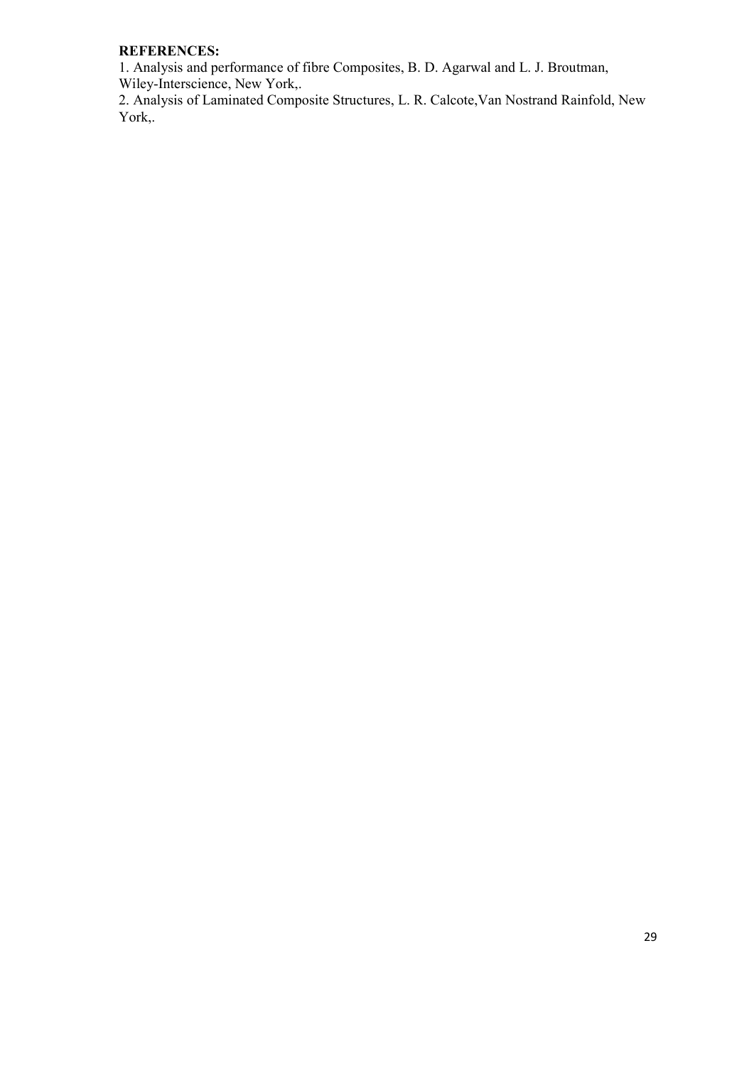**REFERENCES:**

1. Analysis and performance of fibre Composites, B. D. Agarwal and L. J. Broutman, Wiley-Interscience, New York,.
2. Analysis of Laminated Composite Structures, L. R. Calcote,Van Nostrand Rainfold, New York,.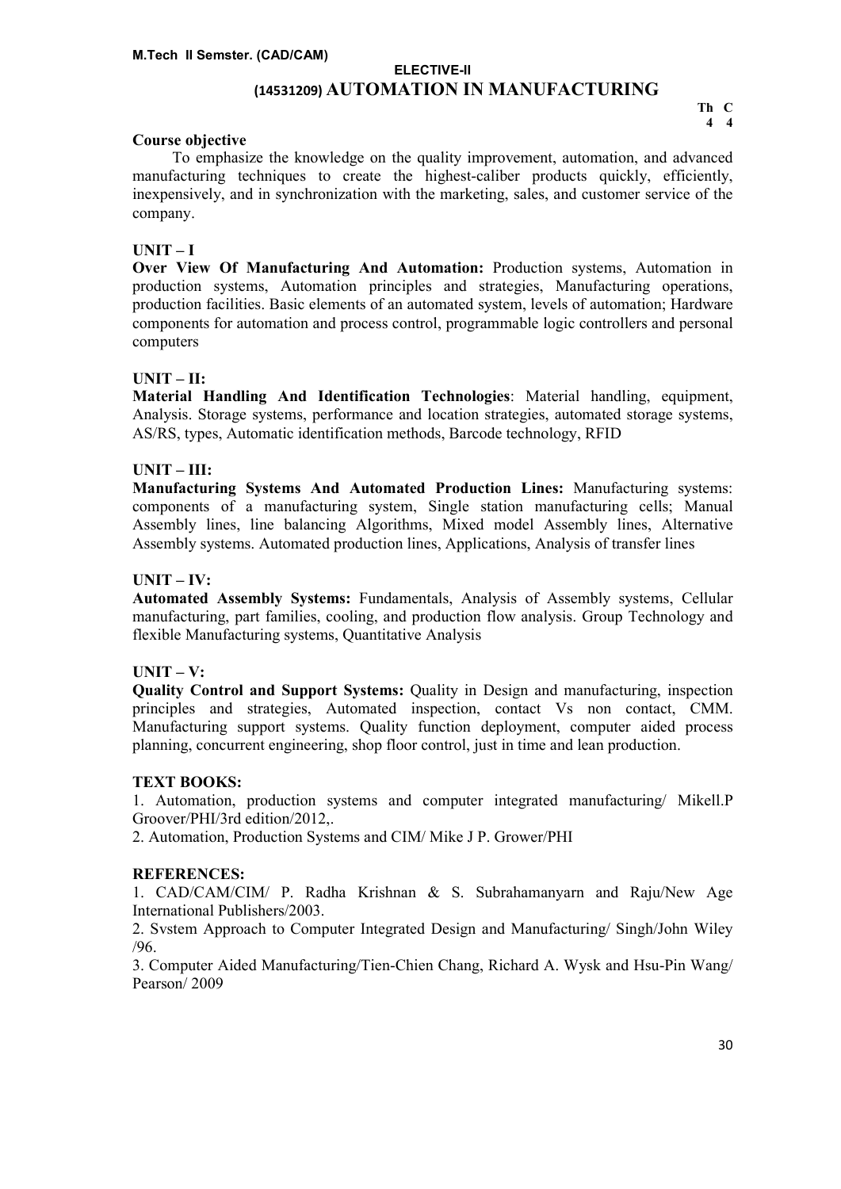**M.Tech II Semster. (CAD/CAM)**

**ELECTIVE-II**

## (14531209) AUTOMATION IN MANUFACTURING

| Th | C |
|---|---|
| 4 | 4 |

**Course objective**

To emphasize the knowledge on the quality improvement, automation, and advanced manufacturing techniques to create the highest-caliber products quickly, efficiently, inexpensively, and in synchronization with the marketing, sales, and customer service of the company.

**UNIT – I**

**Over View Of Manufacturing And Automation:** Production systems, Automation in production systems, Automation principles and strategies, Manufacturing operations, production facilities. Basic elements of an automated system, levels of automation; Hardware components for automation and process control, programmable logic controllers and personal computers

**UNIT – II:**

**Material Handling And Identification Technologies**: Material handling, equipment, Analysis. Storage systems, performance and location strategies, automated storage systems, AS/RS, types, Automatic identification methods, Barcode technology, RFID

**UNIT – III:**

**Manufacturing Systems And Automated Production Lines:** Manufacturing systems: components of a manufacturing system, Single station manufacturing cells; Manual Assembly lines, line balancing Algorithms, Mixed model Assembly lines, Alternative Assembly systems. Automated production lines, Applications, Analysis of transfer lines

**UNIT – IV:**

**Automated Assembly Systems:** Fundamentals, Analysis of Assembly systems, Cellular manufacturing, part families, cooling, and production flow analysis. Group Technology and flexible Manufacturing systems, Quantitative Analysis

**UNIT – V:**

**Quality Control and Support Systems:** Quality in Design and manufacturing, inspection principles and strategies, Automated inspection, contact Vs non contact, CMM. Manufacturing support systems. Quality function deployment, computer aided process planning, concurrent engineering, shop floor control, just in time and lean production.

**TEXT BOOKS:**

1. Automation, production systems and computer integrated manufacturing/ Mikell.P Groover/PHI/3rd edition/2012,.
2. Automation, Production Systems and CIM/ Mike J P. Grower/PHI

**REFERENCES:**

1. CAD/CAM/CIM/ P. Radha Krishnan & S. Subrahamanyarn and Raju/New Age International Publishers/2003.
2. Svstem Approach to Computer Integrated Design and Manufacturing/ Singh/John Wiley /96.
3. Computer Aided Manufacturing/Tien-Chien Chang, Richard A. Wysk and Hsu-Pin Wang/ Pearson/ 2009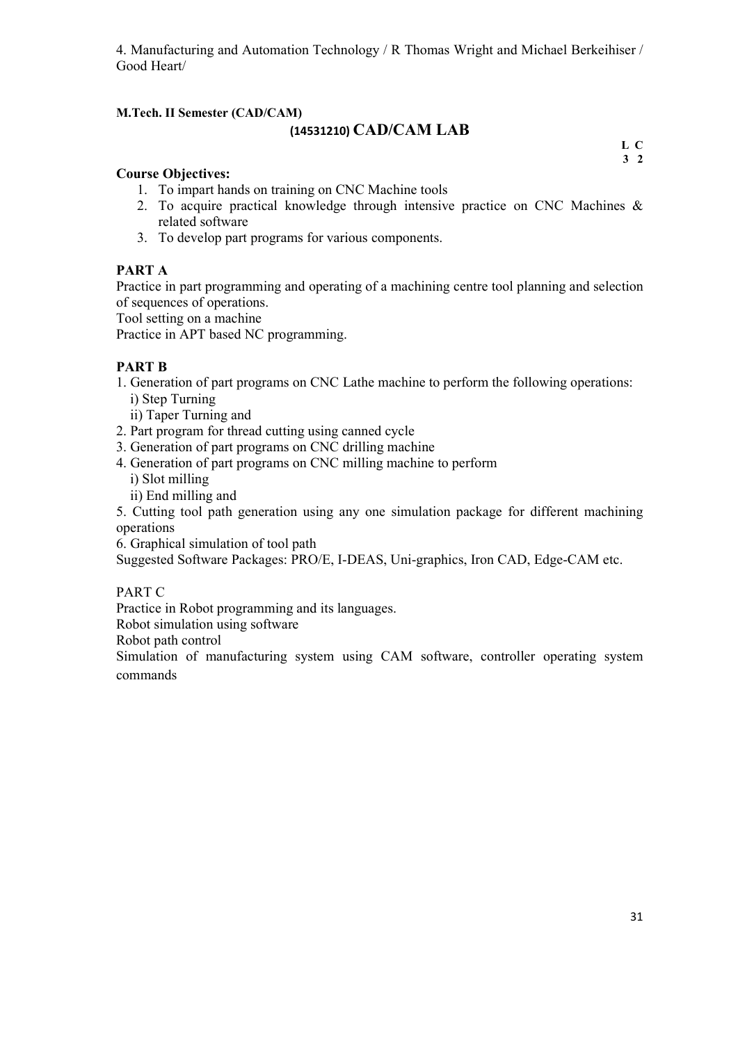4. Manufacturing and Automation Technology / R Thomas Wright and Michael Berkeihiser / Good Heart/

**M.Tech. II Semester (CAD/CAM)**

## (14531210) CAD/CAM LAB

**L C**
**3 2**

**Course Objectives:**

1. To impart hands on training on CNC Machine tools
2. To acquire practical knowledge through intensive practice on CNC Machines & related software
3. To develop part programs for various components.

**PART A**

Practice in part programming and operating of a machining centre tool planning and selection of sequences of operations.

Tool setting on a machine

Practice in APT based NC programming.

**PART B**

1. Generation of part programs on CNC Lathe machine to perform the following operations:
   i) Step Turning
   ii) Taper Turning and
2. Part program for thread cutting using canned cycle
3. Generation of part programs on CNC drilling machine
4. Generation of part programs on CNC milling machine to perform
   i) Slot milling
   ii) End milling and
5. Cutting tool path generation using any one simulation package for different machining operations
6. Graphical simulation of tool path

Suggested Software Packages: PRO/E, I-DEAS, Uni-graphics, Iron CAD, Edge-CAM etc.

PART C

Practice in Robot programming and its languages.

Robot simulation using software

Robot path control

Simulation of manufacturing system using CAM software, controller operating system commands